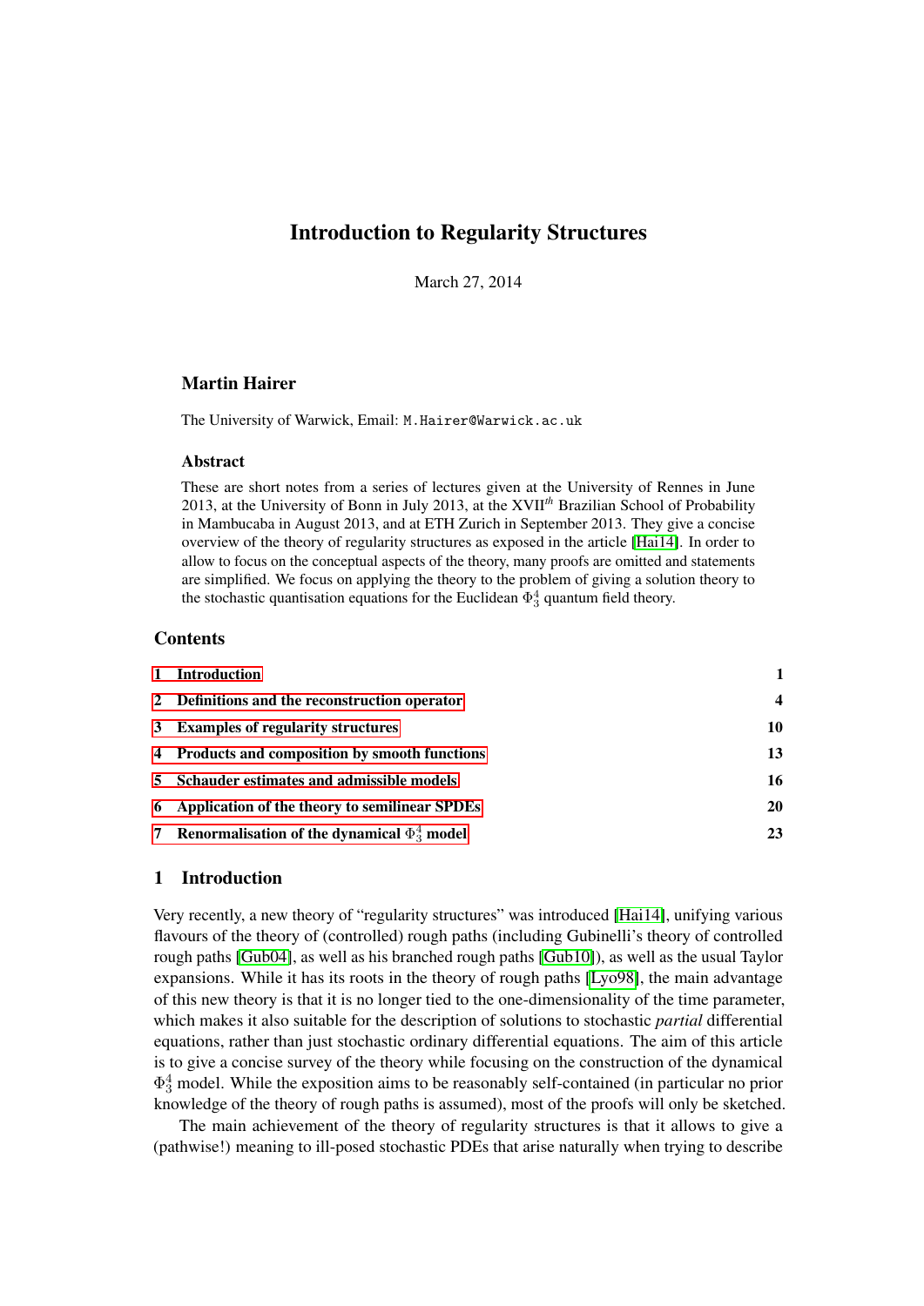# Introduction to Regularity Structures

March 27, 2014

### Martin Hairer

The University of Warwick, Email: M.Hairer@Warwick.ac.uk

### Abstract

These are short notes from a series of lectures given at the University of Rennes in June 2013, at the University of Bonn in July 2013, at the XVII$^{th}$ Brazilian School of Probability in Mambucaba in August 2013, and at ETH Zurich in September 2013. They give a concise overview of the theory of regularity structures as exposed in the article [Hai14]. In order to allow to focus on the conceptual aspects of the theory, many proofs are omitted and statements are simplified. We focus on applying the theory to the problem of giving a solution theory to the stochastic quantisation equations for the Euclidean $\Phi^4_3$ quantum field theory.

## Contents

| | | |
|---|---|---|
| 1 | Introduction | 1 |
| 2 | Definitions and the reconstruction operator | 4 |
| 3 | Examples of regularity structures | 10 |
| 4 | Products and composition by smooth functions | 13 |
| 5 | Schauder estimates and admissible models | 16 |
| 6 | Application of the theory to semilinear SPDEs | 20 |
| 7 | Renormalisation of the dynamical $\Phi^4_3$ model | 23 |

## 1 Introduction

Very recently, a new theory of "regularity structures" was introduced [Hai14], unifying various flavours of the theory of (controlled) rough paths (including Gubinelli's theory of controlled rough paths [Gub04], as well as his branched rough paths [Gub10]), as well as the usual Taylor expansions. While it has its roots in the theory of rough paths [Lyo98], the main advantage of this new theory is that it is no longer tied to the one-dimensionality of the time parameter, which makes it also suitable for the description of solutions to stochastic *partial* differential equations, rather than just stochastic ordinary differential equations. The aim of this article is to give a concise survey of the theory while focusing on the construction of the dynamical $\Phi^4_3$ model. While the exposition aims to be reasonably self-contained (in particular no prior knowledge of the theory of rough paths is assumed), most of the proofs will only be sketched.

The main achievement of the theory of regularity structures is that it allows to give a (pathwise!) meaning to ill-posed stochastic PDEs that arise naturally when trying to describe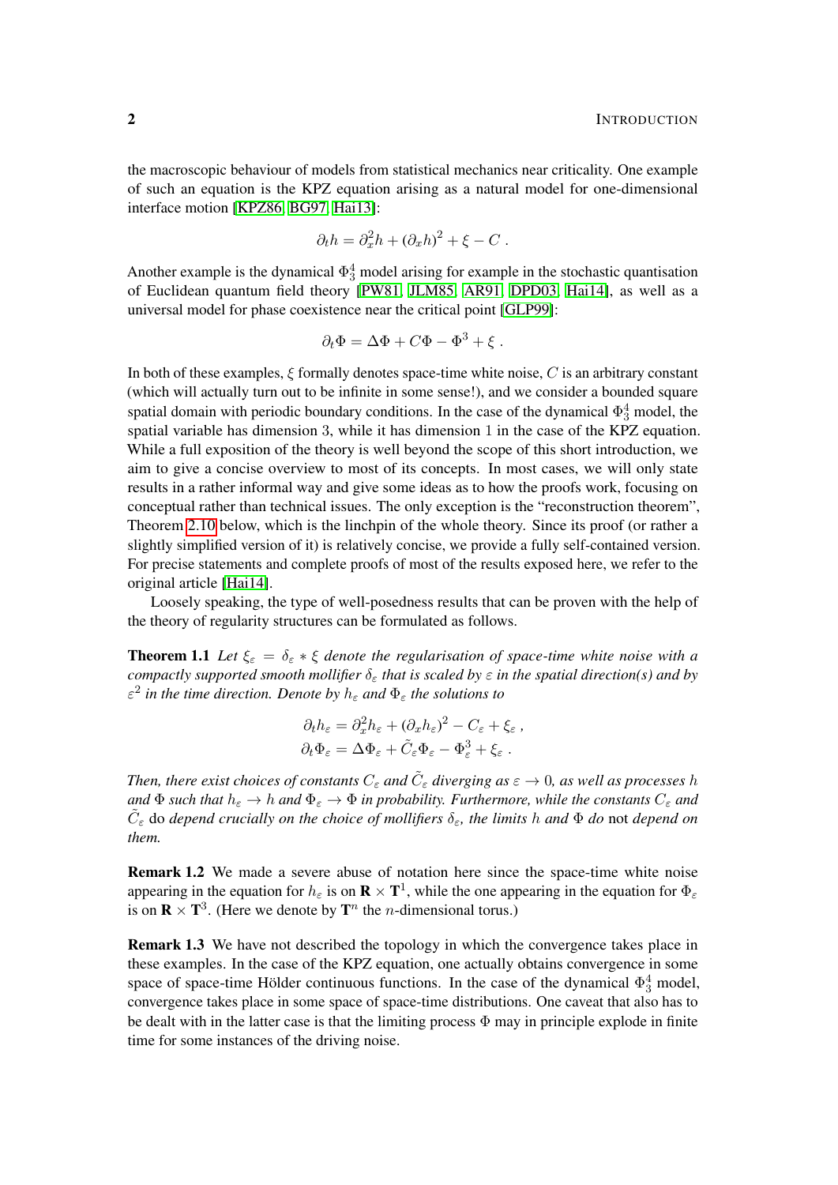the macroscopic behaviour of models from statistical mechanics near criticality. One example of such an equation is the KPZ equation arising as a natural model for one-dimensional interface motion [KPZ86, BG97, Hai13]:

$$\partial_t h = \partial_x^2 h + (\partial_x h)^2 + \xi - C \;.$$

Another example is the dynamical $\Phi^4_3$ model arising for example in the stochastic quantisation of Euclidean quantum field theory [PW81, JLM85, AR91, DPD03, Hai14], as well as a universal model for phase coexistence near the critical point [GLP99]:

$$\partial_t \Phi = \Delta \Phi + C\Phi - \Phi^3 + \xi \;.$$

In both of these examples, $\xi$ formally denotes space-time white noise, $C$ is an arbitrary constant (which will actually turn out to be infinite in some sense!), and we consider a bounded square spatial domain with periodic boundary conditions. In the case of the dynamical $\Phi^4_3$ model, the spatial variable has dimension 3, while it has dimension 1 in the case of the KPZ equation. While a full exposition of the theory is well beyond the scope of this short introduction, we aim to give a concise overview to most of its concepts. In most cases, we will only state results in a rather informal way and give some ideas as to how the proofs work, focusing on conceptual rather than technical issues. The only exception is the "reconstruction theorem", Theorem 2.10 below, which is the linchpin of the whole theory. Since its proof (or rather a slightly simplified version of it) is relatively concise, we provide a fully self-contained version. For precise statements and complete proofs of most of the results exposed here, we refer to the original article [Hai14].

Loosely speaking, the type of well-posedness results that can be proven with the help of the theory of regularity structures can be formulated as follows.

**Theorem 1.1** *Let $\xi_\varepsilon = \delta_\varepsilon * \xi$ denote the regularisation of space-time white noise with a compactly supported smooth mollifier $\delta_\varepsilon$ that is scaled by $\varepsilon$ in the spatial direction(s) and by $\varepsilon^2$ in the time direction. Denote by $h_\varepsilon$ and $\Phi_\varepsilon$ the solutions to*

$$\partial_t h_\varepsilon = \partial_x^2 h_\varepsilon + (\partial_x h_\varepsilon)^2 - C_\varepsilon + \xi_\varepsilon \;,$$
$$\partial_t \Phi_\varepsilon = \Delta \Phi_\varepsilon + \tilde C_\varepsilon \Phi_\varepsilon - \Phi_\varepsilon^3 + \xi_\varepsilon \;.$$

*Then, there exist choices of constants $C_\varepsilon$ and $\tilde C_\varepsilon$ diverging as $\varepsilon \to 0$, as well as processes $h$ and $\Phi$ such that $h_\varepsilon \to h$ and $\Phi_\varepsilon \to \Phi$ in probability. Furthermore, while the constants $C_\varepsilon$ and $\tilde C_\varepsilon$* do *depend crucially on the choice of mollifiers $\delta_\varepsilon$, the limits $h$ and $\Phi$ do* not *depend on them.*

**Remark 1.2** We made a severe abuse of notation here since the space-time white noise appearing in the equation for $h_\varepsilon$ is on $\mathbf{R} \times \mathbf{T}^1$, while the one appearing in the equation for $\Phi_\varepsilon$ is on $\mathbf{R} \times \mathbf{T}^3$. (Here we denote by $\mathbf{T}^n$ the $n$-dimensional torus.)

**Remark 1.3** We have not described the topology in which the convergence takes place in these examples. In the case of the KPZ equation, one actually obtains convergence in some space of space-time Hölder continuous functions. In the case of the dynamical $\Phi^4_3$ model, convergence takes place in some space of space-time distributions. One caveat that also has to be dealt with in the latter case is that the limiting process $\Phi$ may in principle explode in finite time for some instances of the driving noise.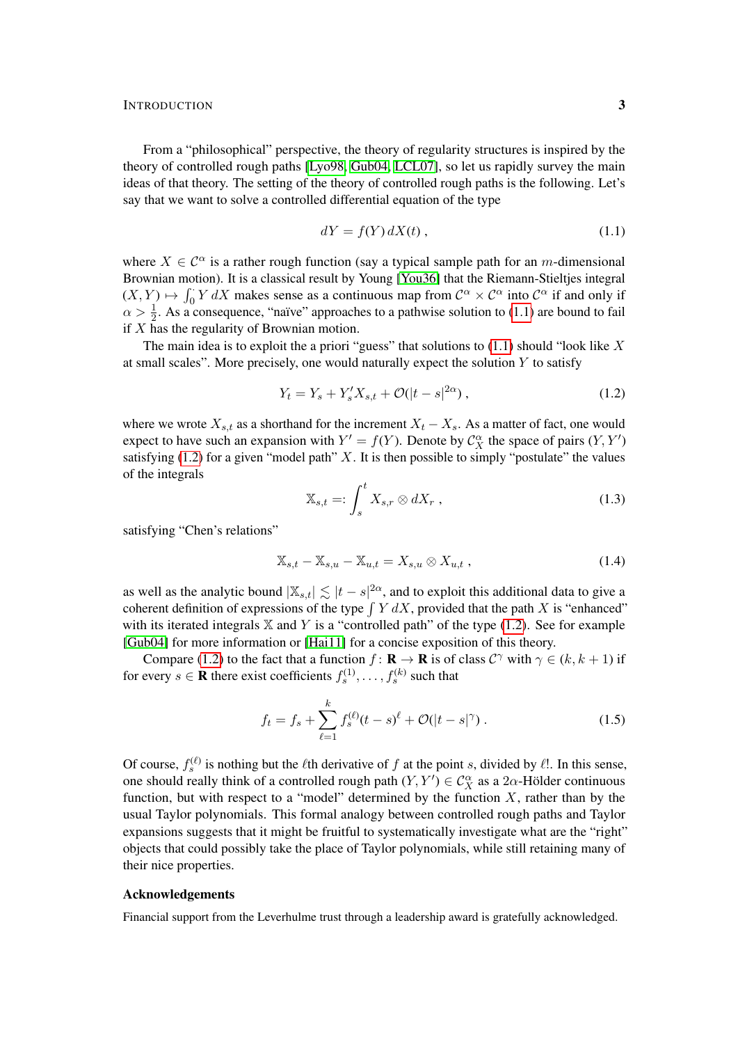From a "philosophical" perspective, the theory of regularity structures is inspired by the theory of controlled rough paths [Lyo98, Gub04, LCL07], so let us rapidly survey the main ideas of that theory. The setting of the theory of controlled rough paths is the following. Let's say that we want to solve a controlled differential equation of the type

$$dY = f(Y)\, dX(t)\;, \tag{1.1}$$

where $X \in \mathcal{C}^\alpha$ is a rather rough function (say a typical sample path for an $m$-dimensional Brownian motion). It is a classical result by Young [You36] that the Riemann-Stieltjes integral $(X,Y) \mapsto \int_0^\cdot Y\, dX$ makes sense as a continuous map from $\mathcal{C}^\alpha \times \mathcal{C}^\alpha$ into $\mathcal{C}^\alpha$ if and only if $\alpha > \frac{1}{2}$. As a consequence, "naïve" approaches to a pathwise solution to (1.1) are bound to fail if $X$ has the regularity of Brownian motion.

The main idea is to exploit the a priori "guess" that solutions to (1.1) should "look like $X$ at small scales". More precisely, one would naturally expect the solution $Y$ to satisfy

$$Y_t = Y_s + Y_s' X_{s,t} + \mathcal{O}(|t-s|^{2\alpha})\;, \tag{1.2}$$

where we wrote $X_{s,t}$ as a shorthand for the increment $X_t - X_s$. As a matter of fact, one would expect to have such an expansion with $Y' = f(Y)$. Denote by $\mathcal{C}^\alpha_X$ the space of pairs $(Y, Y')$ satisfying (1.2) for a given "model path" $X$. It is then possible to simply "postulate" the values of the integrals

$$\mathbb{X}_{s,t} =: \int_s^t X_{s,r} \otimes dX_r\;, \tag{1.3}$$

satisfying "Chen's relations"

$$\mathbb{X}_{s,t} - \mathbb{X}_{s,u} - \mathbb{X}_{u,t} = X_{s,u} \otimes X_{u,t}\;, \tag{1.4}$$

as well as the analytic bound $|\mathbb{X}_{s,t}| \lesssim |t-s|^{2\alpha}$, and to exploit this additional data to give a coherent definition of expressions of the type $\int Y\, dX$, provided that the path $X$ is "enhanced" with its iterated integrals $\mathbb{X}$ and $Y$ is a "controlled path" of the type (1.2). See for example [Gub04] for more information or [Hai11] for a concise exposition of this theory.

Compare (1.2) to the fact that a function $f\colon \mathbf{R} \to \mathbf{R}$ is of class $\mathcal{C}^\gamma$ with $\gamma \in (k, k+1)$ if for every $s \in \mathbf{R}$ there exist coefficients $f_s^{(1)}, \ldots, f_s^{(k)}$ such that

$$f_t = f_s + \sum_{\ell=1}^k f_s^{(\ell)} (t-s)^\ell + \mathcal{O}(|t-s|^\gamma)\;. \tag{1.5}$$

Of course, $f_s^{(\ell)}$ is nothing but the $\ell$th derivative of $f$ at the point $s$, divided by $\ell!$. In this sense, one should really think of a controlled rough path $(Y, Y') \in \mathcal{C}^\alpha_X$ as a $2\alpha$-Hölder continuous function, but with respect to a "model" determined by the function $X$, rather than by the usual Taylor polynomials. This formal analogy between controlled rough paths and Taylor expansions suggests that it might be fruitful to systematically investigate what are the "right" objects that could possibly take the place of Taylor polynomials, while still retaining many of their nice properties.

### Acknowledgements

Financial support from the Leverhulme trust through a leadership award is gratefully acknowledged.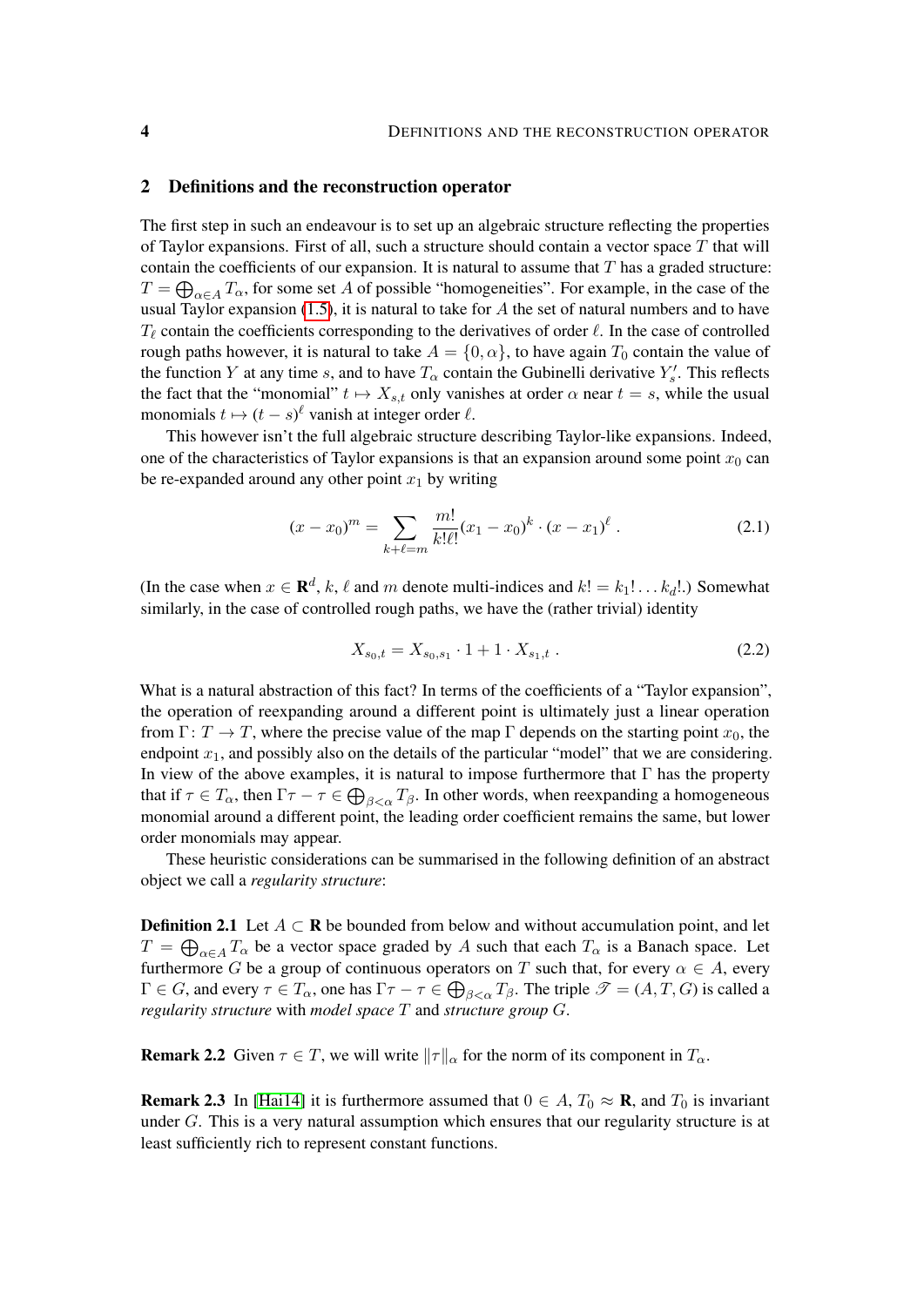## 2 Definitions and the reconstruction operator

The first step in such an endeavour is to set up an algebraic structure reflecting the properties of Taylor expansions. First of all, such a structure should contain a vector space $T$ that will contain the coefficients of our expansion. It is natural to assume that $T$ has a graded structure: $T = \bigoplus_{\alpha \in A} T_\alpha$, for some set $A$ of possible "homogeneities". For example, in the case of the usual Taylor expansion (1.5), it is natural to take for $A$ the set of natural numbers and to have $T_\ell$ contain the coefficients corresponding to the derivatives of order $\ell$. In the case of controlled rough paths however, it is natural to take $A = \{0, \alpha\}$, to have $T_0$ contain the value of the function $Y$ at any time $s$, and to have $T_\alpha$ contain the Gubinelli derivative $Y'_s$. This reflects the fact that the "monomial" $t \mapsto X_{s,t}$ only vanishes at order $\alpha$ near $t = s$, while the usual monomials $t \mapsto (t-s)^\ell$ vanish at integer order $\ell$.

This however isn't the full algebraic structure describing Taylor-like expansions. Indeed, one of the characteristics of Taylor expansions is that an expansion around some point $x_0$ can be re-expanded around any other point $x_1$ by writing

$$(x - x_0)^m = \sum_{k+\ell=m} \frac{m!}{k!\ell!} (x_1 - x_0)^k \cdot (x - x_1)^\ell \;. \tag{2.1}$$

(In the case when $x \in \mathbf{R}^d$, $k$, $\ell$ and $m$ denote multi-indices and $k! = k_1! \ldots k_d!$.) Somewhat similarly, in the case of controlled rough paths, we have the (rather trivial) identity

$$X_{s_0,t} = X_{s_0,s_1} \cdot 1 + 1 \cdot X_{s_1,t} \;. \tag{2.2}$$

What is a natural abstraction of this fact? In terms of the coefficients of a "Taylor expansion", the operation of reexpanding around a different point is ultimately just a linear operation from $\Gamma \colon T \to T$, where the precise value of the map $\Gamma$ depends on the starting point $x_0$, the endpoint $x_1$, and possibly also on the details of the particular "model" that we are considering. In view of the above examples, it is natural to impose furthermore that $\Gamma$ has the property that if $\tau \in T_\alpha$, then $\Gamma\tau - \tau \in \bigoplus_{\beta<\alpha} T_\beta$. In other words, when reexpanding a homogeneous monomial around a different point, the leading order coefficient remains the same, but lower order monomials may appear.

These heuristic considerations can be summarised in the following definition of an abstract object we call a *regularity structure*:

**Definition 2.1** Let $A \subset \mathbf{R}$ be bounded from below and without accumulation point, and let $T = \bigoplus_{\alpha \in A} T_\alpha$ be a vector space graded by $A$ such that each $T_\alpha$ is a Banach space. Let furthermore $G$ be a group of continuous operators on $T$ such that, for every $\alpha \in A$, every $\Gamma \in G$, and every $\tau \in T_\alpha$, one has $\Gamma\tau - \tau \in \bigoplus_{\beta<\alpha} T_\beta$. The triple $\mathscr{T} = (A, T, G)$ is called a *regularity structure* with *model space* $T$ and *structure group* $G$.

**Remark 2.2** Given $\tau \in T$, we will write $\|\tau\|_\alpha$ for the norm of its component in $T_\alpha$.

**Remark 2.3** In [Hai14] it is furthermore assumed that $0 \in A$, $T_0 \approx \mathbf{R}$, and $T_0$ is invariant under $G$. This is a very natural assumption which ensures that our regularity structure is at least sufficiently rich to represent constant functions.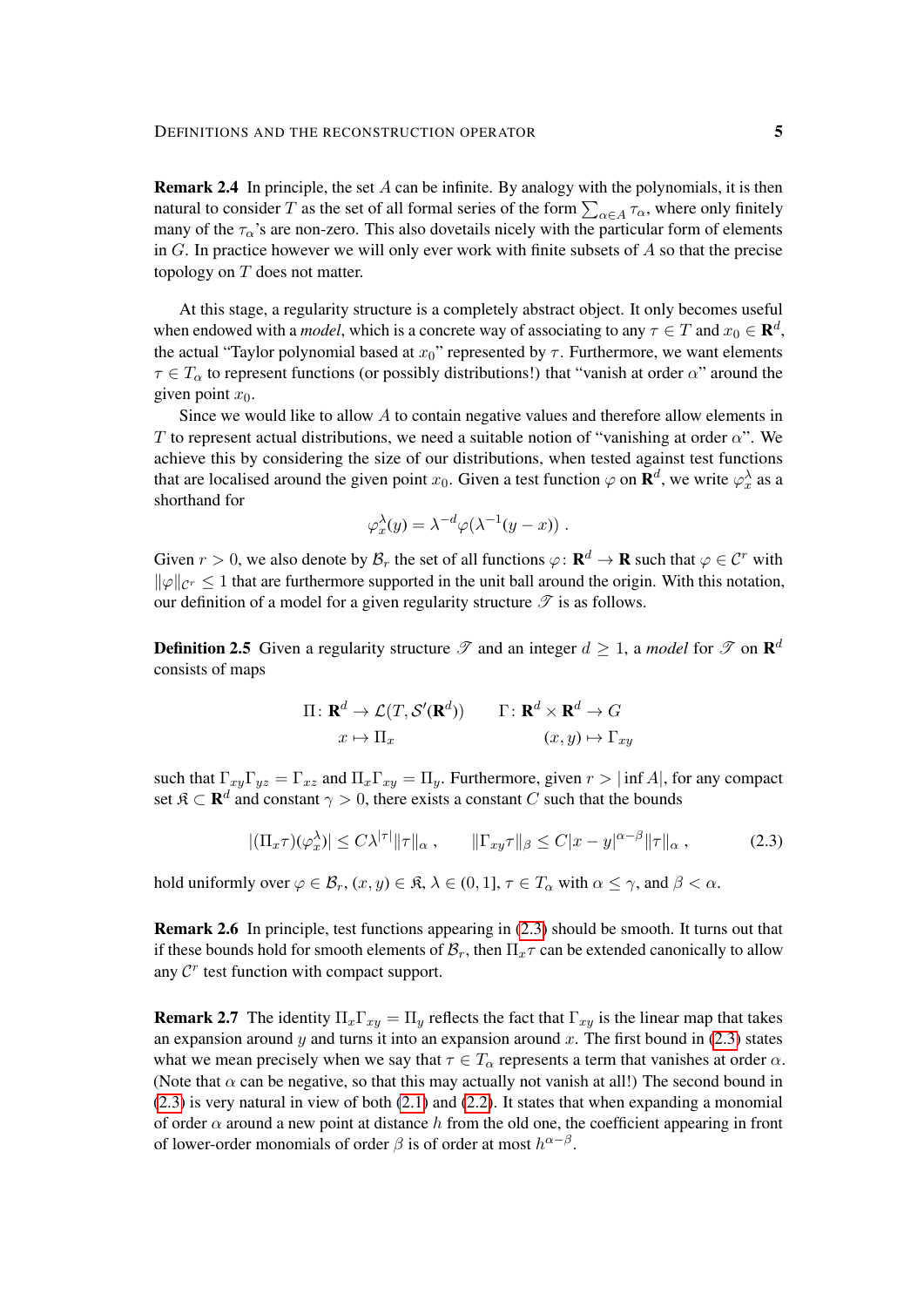**Remark 2.4** In principle, the set $A$ can be infinite. By analogy with the polynomials, it is then natural to consider $T$ as the set of all formal series of the form $\sum_{\alpha \in A} \tau_\alpha$, where only finitely many of the $\tau_\alpha$'s are non-zero. This also dovetails nicely with the particular form of elements in $G$. In practice however we will only ever work with finite subsets of $A$ so that the precise topology on $T$ does not matter.

At this stage, a regularity structure is a completely abstract object. It only becomes useful when endowed with a *model*, which is a concrete way of associating to any $\tau \in T$ and $x_0 \in \mathbf{R}^d$, the actual "Taylor polynomial based at $x_0$" represented by $\tau$. Furthermore, we want elements $\tau \in T_\alpha$ to represent functions (or possibly distributions!) that "vanish at order $\alpha$" around the given point $x_0$.

Since we would like to allow $A$ to contain negative values and therefore allow elements in $T$ to represent actual distributions, we need a suitable notion of "vanishing at order $\alpha$". We achieve this by considering the size of our distributions, when tested against test functions that are localised around the given point $x_0$. Given a test function $\varphi$ on $\mathbf{R}^d$, we write $\varphi_x^\lambda$ as a shorthand for

$$\varphi_x^\lambda(y) = \lambda^{-d} \varphi(\lambda^{-1}(y - x)) \;.$$

Given $r > 0$, we also denote by $\mathcal{B}_r$ the set of all functions $\varphi \colon \mathbf{R}^d \to \mathbf{R}$ such that $\varphi \in \mathcal{C}^r$ with $\|\varphi\|_{\mathcal{C}^r} \le 1$ that are furthermore supported in the unit ball around the origin. With this notation, our definition of a model for a given regularity structure $\mathscr{T}$ is as follows.

**Definition 2.5** Given a regularity structure $\mathscr{T}$ and an integer $d \ge 1$, a *model* for $\mathscr{T}$ on $\mathbf{R}^d$ consists of maps

$$\begin{aligned} \Pi \colon \mathbf{R}^d &\to \mathcal{L}(T, \mathcal{S}'(\mathbf{R}^d)) \qquad & \Gamma \colon \mathbf{R}^d \times \mathbf{R}^d &\to G \\ x &\mapsto \Pi_x & (x,y) &\mapsto \Gamma_{xy} \end{aligned}$$

such that $\Gamma_{xy}\Gamma_{yz} = \Gamma_{xz}$ and $\Pi_x \Gamma_{xy} = \Pi_y$. Furthermore, given $r > |\inf A|$, for any compact set $\mathfrak{K} \subset \mathbf{R}^d$ and constant $\gamma > 0$, there exists a constant $C$ such that the bounds

$$|(\Pi_x \tau)(\varphi_x^\lambda)| \le C \lambda^{|\tau|} \|\tau\|_\alpha \;, \qquad \|\Gamma_{xy}\tau\|_\beta \le C|x-y|^{\alpha-\beta} \|\tau\|_\alpha \;, \tag{2.3}$$

hold uniformly over $\varphi \in \mathcal{B}_r$, $(x,y) \in \mathfrak{K}$, $\lambda \in (0,1]$, $\tau \in T_\alpha$ with $\alpha \le \gamma$, and $\beta < \alpha$.

**Remark 2.6** In principle, test functions appearing in (2.3) should be smooth. It turns out that if these bounds hold for smooth elements of $\mathcal{B}_r$, then $\Pi_x \tau$ can be extended canonically to allow any $\mathcal{C}^r$ test function with compact support.

**Remark 2.7** The identity $\Pi_x \Gamma_{xy} = \Pi_y$ reflects the fact that $\Gamma_{xy}$ is the linear map that takes an expansion around $y$ and turns it into an expansion around $x$. The first bound in (2.3) states what we mean precisely when we say that $\tau \in T_\alpha$ represents a term that vanishes at order $\alpha$. (Note that $\alpha$ can be negative, so that this may actually not vanish at all!) The second bound in (2.3) is very natural in view of both (2.1) and (2.2). It states that when expanding a monomial of order $\alpha$ around a new point at distance $h$ from the old one, the coefficient appearing in front of lower-order monomials of order $\beta$ is of order at most $h^{\alpha-\beta}$.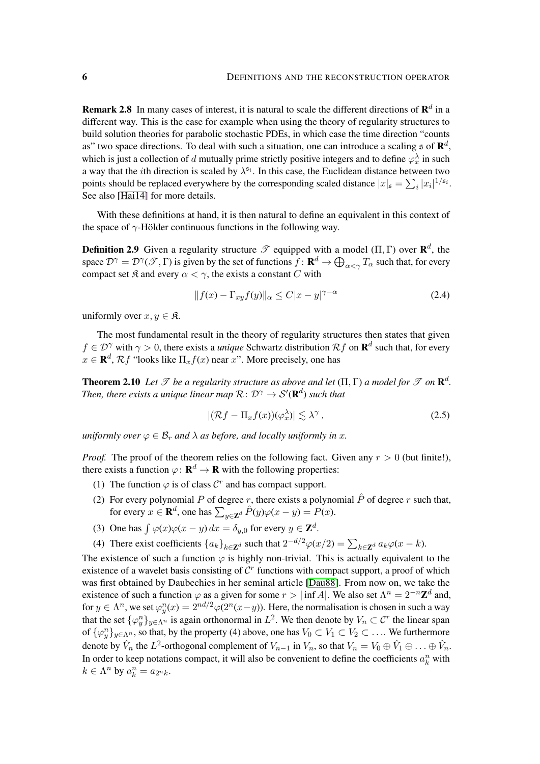**Remark 2.8** In many cases of interest, it is natural to scale the different directions of $\mathbf{R}^d$ in a different way. This is the case for example when using the theory of regularity structures to build solution theories for parabolic stochastic PDEs, in which case the time direction "counts as" two space directions. To deal with such a situation, one can introduce a scaling $\mathfrak{s}$ of $\mathbf{R}^d$, which is just a collection of $d$ mutually prime strictly positive integers and to define $\varphi_x^\lambda$ in such a way that the $i$th direction is scaled by $\lambda^{\mathfrak{s}_i}$. In this case, the Euclidean distance between two points should be replaced everywhere by the corresponding scaled distance $|x|_\mathfrak{s} = \sum_i |x_i|^{1/\mathfrak{s}_i}$. See also [Hai14] for more details.

With these definitions at hand, it is then natural to define an equivalent in this context of the space of $\gamma$-Hölder continuous functions in the following way.

**Definition 2.9** Given a regularity structure $\mathscr{T}$ equipped with a model $(\Pi, \Gamma)$ over $\mathbf{R}^d$, the space $\mathcal{D}^\gamma = \mathcal{D}^\gamma(\mathscr{T}, \Gamma)$ is given by the set of functions $f \colon \mathbf{R}^d \to \bigoplus_{\alpha<\gamma} T_\alpha$ such that, for every compact set $\mathfrak{K}$ and every $\alpha < \gamma$, the exists a constant $C$ with

$$\|f(x) - \Gamma_{xy} f(y)\|_\alpha \le C|x-y|^{\gamma-\alpha} \tag{2.4}$$

uniformly over $x, y \in \mathfrak{K}$.

The most fundamental result in the theory of regularity structures then states that given $f \in \mathcal{D}^\gamma$ with $\gamma > 0$, there exists a *unique* Schwartz distribution $\mathcal{R}f$ on $\mathbf{R}^d$ such that, for every $x \in \mathbf{R}^d$, $\mathcal{R}f$ "looks like $\Pi_x f(x)$ near $x$". More precisely, one has

**Theorem 2.10** *Let $\mathscr{T}$ be a regularity structure as above and let $(\Pi, \Gamma)$ a model for $\mathscr{T}$ on $\mathbf{R}^d$. Then, there exists a unique linear map $\mathcal{R} \colon \mathcal{D}^\gamma \to \mathcal{S}'(\mathbf{R}^d)$ such that*

$$|(\mathcal{R}f - \Pi_x f(x))(\varphi_x^\lambda)| \lesssim \lambda^\gamma\;, \tag{2.5}$$

*uniformly over $\varphi \in \mathcal{B}_r$ and $\lambda$ as before, and locally uniformly in $x$.*

*Proof.* The proof of the theorem relies on the following fact. Given any $r > 0$ (but finite!), there exists a function $\varphi \colon \mathbf{R}^d \to \mathbf{R}$ with the following properties:

1. The function $\varphi$ is of class $\mathcal{C}^r$ and has compact support.
2. For every polynomial $P$ of degree $r$, there exists a polynomial $\hat{P}$ of degree $r$ such that, for every $x \in \mathbf{R}^d$, one has $\sum_{y\in\mathbf{Z}^d} \hat{P}(y)\varphi(x-y) = P(x)$.
3. One has $\int \varphi(x)\varphi(x-y)\,dx = \delta_{y,0}$ for every $y \in \mathbf{Z}^d$.
4. There exist coefficients $\{a_k\}_{k\in\mathbf{Z}^d}$ such that $2^{-d/2}\varphi(x/2) = \sum_{k\in\mathbf{Z}^d} a_k \varphi(x-k)$.

The existence of such a function $\varphi$ is highly non-trivial. This is actually equivalent to the existence of a wavelet basis consisting of $\mathcal{C}^r$ functions with compact support, a proof of which was first obtained by Daubechies in her seminal article [Dau88]. From now on, we take the existence of such a function $\varphi$ as a given for some $r > |\inf A|$. We also set $\Lambda^n = 2^{-n}\mathbf{Z}^d$ and, for $y \in \Lambda^n$, we set $\varphi_y^n(x) = 2^{nd/2}\varphi(2^n(x-y))$. Here, the normalisation is chosen in such a way that the set $\{\varphi_y^n\}_{y\in\Lambda^n}$ is again orthonormal in $L^2$. We then denote by $V_n \subset \mathcal{C}^r$ the linear span of $\{\varphi_y^n\}_{y\in\Lambda^n}$, so that, by the property (4) above, one has $V_0 \subset V_1 \subset V_2 \subset \ldots$. We furthermore denote by $\hat{V}_n$ the $L^2$-orthogonal complement of $V_{n-1}$ in $V_n$, so that $V_n = V_0 \oplus \hat{V}_1 \oplus \ldots \oplus \hat{V}_n$. In order to keep notations compact, it will also be convenient to define the coefficients $a_k^n$ with $k \in \Lambda^n$ by $a_k^n = a_{2^n k}$.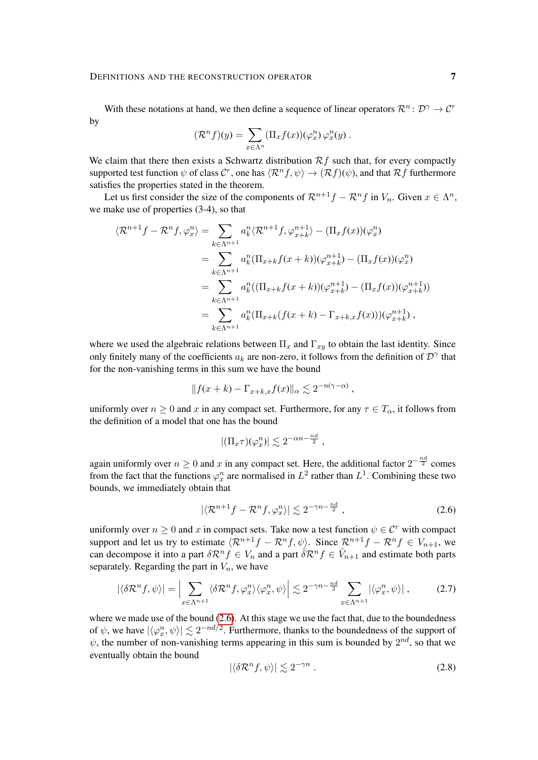With these notations at hand, we then define a sequence of linear operators $\mathcal{R}^n \colon \mathcal{D}^\gamma \to \mathcal{C}^r$ by

$$(\mathcal{R}^n f)(y) = \sum_{x\in\Lambda^n} (\Pi_x f(x))(\varphi_x^n)\, \varphi_x^n(y)\;.$$

We claim that there then exists a Schwartz distribution $\mathcal{R}f$ such that, for every compactly supported test function $\psi$ of class $\mathcal{C}^r$, one has $\langle \mathcal{R}^n f, \psi\rangle \to (\mathcal{R}f)(\psi)$, and that $\mathcal{R}f$ furthermore satisfies the properties stated in the theorem.

Let us first consider the size of the components of $\mathcal{R}^{n+1}f - \mathcal{R}^n f$ in $V_n$. Given $x \in \Lambda^n$, we make use of properties (3-4), so that

$$\begin{aligned}
\langle \mathcal{R}^{n+1}f - \mathcal{R}^n f, \varphi_x^n\rangle &= \sum_{k\in\Lambda^{n+1}} a_k^n \langle \mathcal{R}^{n+1} f, \varphi_{x+k}^{n+1}\rangle - (\Pi_x f(x))(\varphi_x^n) \\
&= \sum_{k\in\Lambda^{n+1}} a_k^n (\Pi_{x+k} f(x+k))(\varphi_{x+k}^{n+1}) - (\Pi_x f(x))(\varphi_x^n) \\
&= \sum_{k\in\Lambda^{n+1}} a_k^n ((\Pi_{x+k} f(x+k))(\varphi_{x+k}^{n+1}) - (\Pi_x f(x))(\varphi_{x+k}^{n+1})) \\
&= \sum_{k\in\Lambda^{n+1}} a_k^n (\Pi_{x+k}(f(x+k) - \Gamma_{x+k,x} f(x)))(\varphi_{x+k}^{n+1})\;,
\end{aligned}$$

where we used the algebraic relations between $\Pi_x$ and $\Gamma_{xy}$ to obtain the last identity. Since only finitely many of the coefficients $a_k$ are non-zero, it follows from the definition of $\mathcal{D}^\gamma$ that for the non-vanishing terms in this sum we have the bound

$$\|f(x+k) - \Gamma_{x+k,x} f(x)\|_\alpha \lesssim 2^{-n(\gamma-\alpha)}\;,$$

uniformly over $n \geq 0$ and $x$ in any compact set. Furthermore, for any $\tau \in T_\alpha$, it follows from the definition of a model that one has the bound

$$|(\Pi_x \tau)(\varphi_x^n)| \lesssim 2^{-\alpha n - \frac{nd}{2}}\;,$$

again uniformly over $n \geq 0$ and $x$ in any compact set. Here, the additional factor $2^{-\frac{nd}{2}}$ comes from the fact that the functions $\varphi_x^n$ are normalised in $L^2$ rather than $L^1$. Combining these two bounds, we immediately obtain that

$$|\langle \mathcal{R}^{n+1}f - \mathcal{R}^n f, \varphi_x^n\rangle| \lesssim 2^{-\gamma n - \frac{nd}{2}}\;, \tag{2.6}$$

uniformly over $n \geq 0$ and $x$ in compact sets. Take now a test function $\psi \in \mathcal{C}^r$ with compact support and let us try to estimate $\langle \mathcal{R}^{n+1}f - \mathcal{R}^n f, \psi\rangle$. Since $\mathcal{R}^{n+1}f - \mathcal{R}^n f \in V_{n+1}$, we can decompose it into a part $\delta\mathcal{R}^n f \in V_n$ and a part $\hat\delta\mathcal{R}^n f \in \hat V_{n+1}$ and estimate both parts separately. Regarding the part in $V_n$, we have

$$|\langle \delta\mathcal{R}^n f, \psi\rangle| = \Big|\sum_{x\in\Lambda^{n+1}} \langle \delta\mathcal{R}^n f, \varphi_x^n\rangle\langle \varphi_x^n, \psi\rangle\Big| \lesssim 2^{-\gamma n - \frac{nd}{2}} \sum_{x\in\Lambda^{n+1}} |\langle \varphi_x^n, \psi\rangle|\;, \tag{2.7}$$

where we made use of the bound (2.6). At this stage we use the fact that, due to the boundedness of $\psi$, we have $|\langle \varphi_x^n, \psi\rangle| \lesssim 2^{-nd/2}$. Furthermore, thanks to the boundedness of the support of $\psi$, the number of non-vanishing terms appearing in this sum is bounded by $2^{nd}$, so that we eventually obtain the bound

$$|\langle \delta\mathcal{R}^n f, \psi\rangle| \lesssim 2^{-\gamma n}\;. \tag{2.8}$$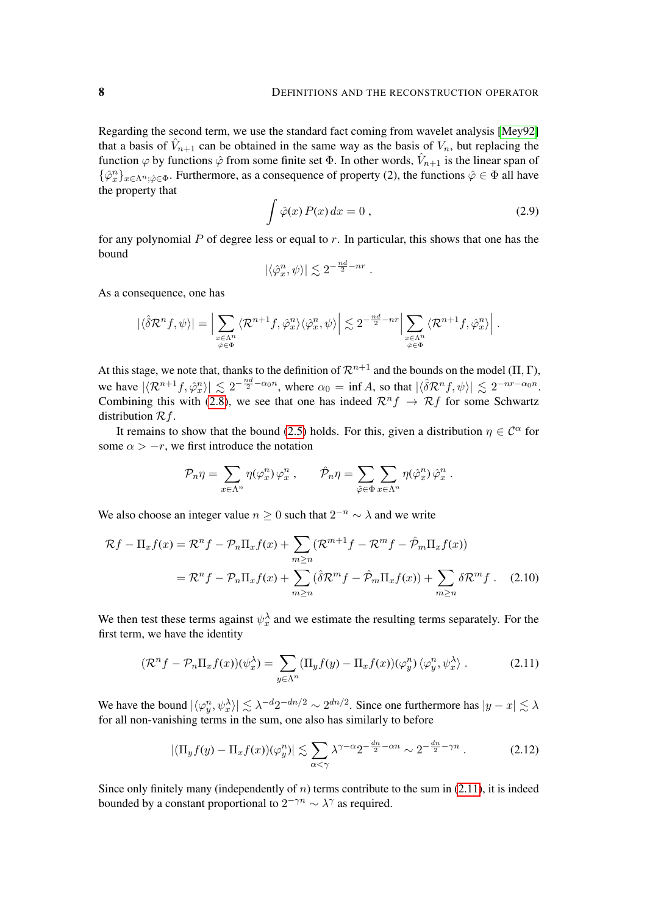Regarding the second term, we use the standard fact coming from wavelet analysis [Mey92] that a basis of $\hat{V}_{n+1}$ can be obtained in the same way as the basis of $V_n$, but replacing the function $\varphi$ by functions $\hat{\varphi}$ from some finite set $\Phi$. In other words, $\hat{V}_{n+1}$ is the linear span of $\{\hat{\varphi}_x^n\}_{x\in\Lambda^n;\hat{\varphi}\in\Phi}$. Furthermore, as a consequence of property (2), the functions $\hat{\varphi}\in\Phi$ all have the property that

$$\int \hat{\varphi}(x)\, P(x)\, dx = 0\;, \tag{2.9}$$

for any polynomial $P$ of degree less or equal to $r$. In particular, this shows that one has the bound

$$|\langle \hat{\varphi}_x^n, \psi\rangle| \lesssim 2^{-\frac{nd}{2}-nr}\;.$$

As a consequence, one has

$$|\langle \hat{\delta}\mathcal{R}^n f, \psi\rangle| = \Big|\sum_{\substack{x\in\Lambda^n\\ \hat{\varphi}\in\Phi}} \langle \mathcal{R}^{n+1} f, \hat{\varphi}_x^n\rangle \langle \hat{\varphi}_x^n, \psi\rangle\Big| \lesssim 2^{-\frac{nd}{2}-nr}\Big|\sum_{\substack{x\in\Lambda^n\\ \hat{\varphi}\in\Phi}} \langle \mathcal{R}^{n+1} f, \hat{\varphi}_x^n\rangle\Big|\;.$$

At this stage, we note that, thanks to the definition of $\mathcal{R}^{n+1}$ and the bounds on the model $(\Pi,\Gamma)$, we have $|\langle \mathcal{R}^{n+1} f, \hat{\varphi}_x^n\rangle| \lesssim 2^{-\frac{nd}{2}-\alpha_0 n}$, where $\alpha_0 = \inf A$, so that $|\langle \hat{\delta}\mathcal{R}^n f, \psi\rangle| \lesssim 2^{-nr-\alpha_0 n}$. Combining this with (2.8), we see that one has indeed $\mathcal{R}^n f \to \mathcal{R} f$ for some Schwartz distribution $\mathcal{R} f$.

It remains to show that the bound (2.5) holds. For this, given a distribution $\eta\in\mathcal{C}^\alpha$ for some $\alpha > -r$, we first introduce the notation

$$\mathcal{P}_n \eta = \sum_{x\in\Lambda^n} \eta(\varphi_x^n)\, \varphi_x^n\;, \qquad \hat{\mathcal{P}}_n \eta = \sum_{\hat{\varphi}\in\Phi}\sum_{x\in\Lambda^n} \eta(\hat{\varphi}_x^n)\, \hat{\varphi}_x^n\;.$$

We also choose an integer value $n\ge 0$ such that $2^{-n}\sim\lambda$ and we write

$$\begin{aligned}
\mathcal{R} f - \Pi_x f(x) &= \mathcal{R}^n f - \mathcal{P}_n \Pi_x f(x) + \sum_{m\ge n} (\mathcal{R}^{m+1} f - \mathcal{R}^m f - \hat{\mathcal{P}}_m \Pi_x f(x)) \\
&= \mathcal{R}^n f - \mathcal{P}_n \Pi_x f(x) + \sum_{m\ge n} (\hat{\delta}\mathcal{R}^m f - \hat{\mathcal{P}}_m \Pi_x f(x)) + \sum_{m\ge n} \delta\mathcal{R}^m f\;.
\end{aligned} \tag{2.10}$$

We then test these terms against $\psi_x^\lambda$ and we estimate the resulting terms separately. For the first term, we have the identity

$$(\mathcal{R}^n f - \mathcal{P}_n \Pi_x f(x))(\psi_x^\lambda) = \sum_{y\in\Lambda^n} (\Pi_y f(y) - \Pi_x f(x))(\varphi_y^n)\, \langle \varphi_y^n, \psi_x^\lambda\rangle\;. \tag{2.11}$$

We have the bound $|\langle \varphi_y^n, \psi_x^\lambda\rangle| \lesssim \lambda^{-d} 2^{-dn/2} \sim 2^{dn/2}$. Since one furthermore has $|y-x|\lesssim\lambda$ for all non-vanishing terms in the sum, one also has similarly to before

$$|(\Pi_y f(y) - \Pi_x f(x))(\varphi_y^n)| \lesssim \sum_{\alpha<\gamma} \lambda^{\gamma-\alpha} 2^{-\frac{dn}{2}-\alpha n} \sim 2^{-\frac{dn}{2}-\gamma n}\;. \tag{2.12}$$

Since only finitely many (independently of $n$) terms contribute to the sum in (2.11), it is indeed bounded by a constant proportional to $2^{-\gamma n}\sim\lambda^\gamma$ as required.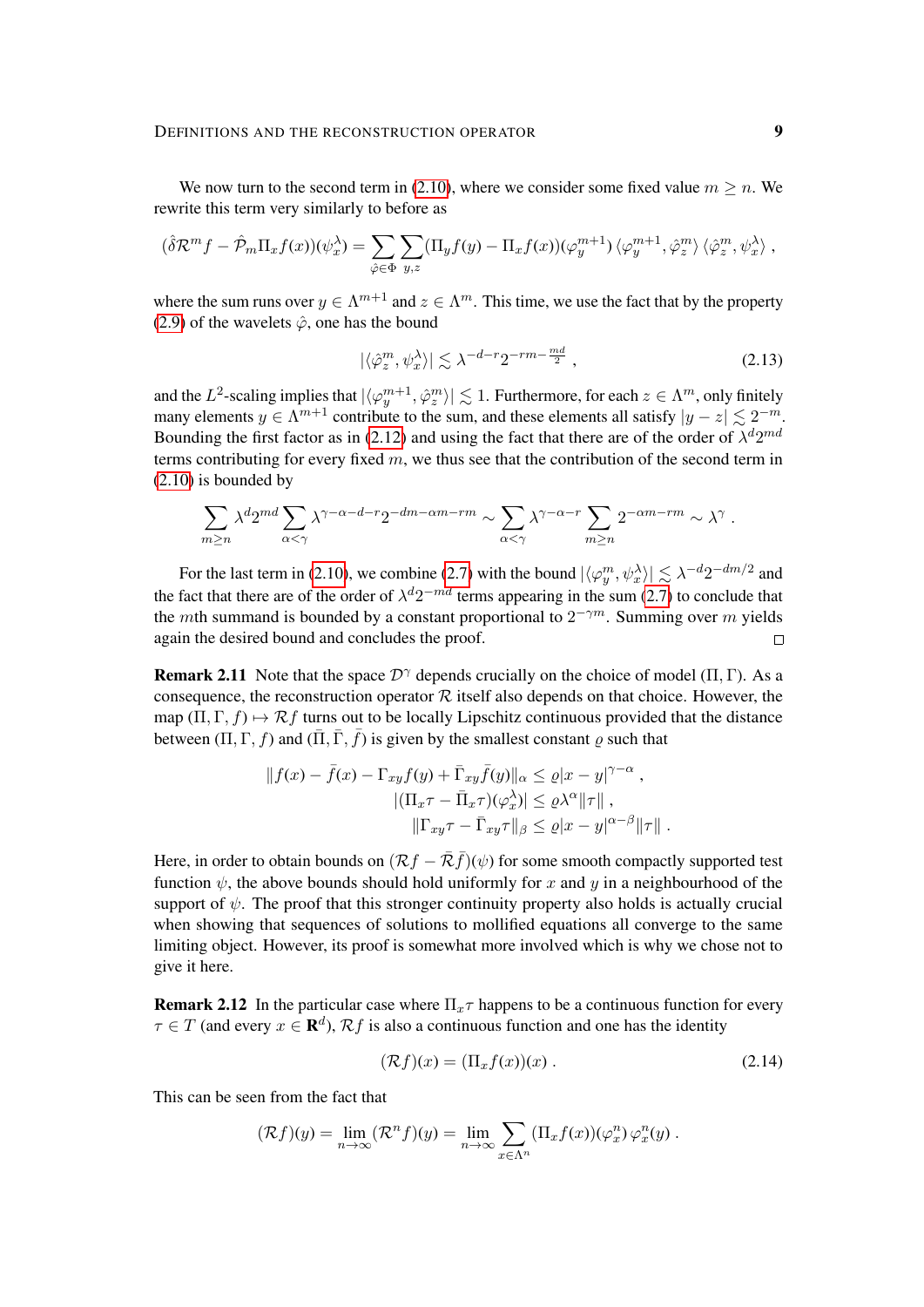We now turn to the second term in (2.10), where we consider some fixed value $m \geq n$. We rewrite this term very similarly to before as

$$(\hat{\delta}\mathcal{R}^m f - \hat{\mathcal{P}}_m \Pi_x f(x))(\psi_x^\lambda) = \sum_{\hat{\varphi} \in \Phi} \sum_{y,z} (\Pi_y f(y) - \Pi_x f(x))(\varphi_y^{m+1}) \langle \varphi_y^{m+1}, \hat{\varphi}_z^m \rangle \langle \hat{\varphi}_z^m, \psi_x^\lambda \rangle ,$$

where the sum runs over $y \in \Lambda^{m+1}$ and $z \in \Lambda^m$. This time, we use the fact that by the property (2.9) of the wavelets $\hat{\varphi}$, one has the bound

$$|\langle \hat{\varphi}_z^m, \psi_x^\lambda \rangle| \lesssim \lambda^{-d-r} 2^{-rm - \frac{md}{2}} , \tag{2.13}$$

and the $L^2$-scaling implies that $|\langle \varphi_y^{m+1}, \hat{\varphi}_z^m \rangle| \lesssim 1$. Furthermore, for each $z \in \Lambda^m$, only finitely many elements $y \in \Lambda^{m+1}$ contribute to the sum, and these elements all satisfy $|y - z| \lesssim 2^{-m}$. Bounding the first factor as in (2.12) and using the fact that there are of the order of $\lambda^d 2^{md}$ terms contributing for every fixed $m$, we thus see that the contribution of the second term in (2.10) is bounded by

$$\sum_{m \geq n} \lambda^d 2^{md} \sum_{\alpha < \gamma} \lambda^{\gamma - \alpha - d - r} 2^{-dm - \alpha m - rm} \sim \sum_{\alpha < \gamma} \lambda^{\gamma - \alpha - r} \sum_{m \geq n} 2^{-\alpha m - rm} \sim \lambda^\gamma .$$

For the last term in (2.10), we combine (2.7) with the bound $|\langle \varphi_y^m, \psi_x^\lambda \rangle| \lesssim \lambda^{-d} 2^{-dm/2}$ and the fact that there are of the order of $\lambda^d 2^{-md}$ terms appearing in the sum (2.7) to conclude that the $m$th summand is bounded by a constant proportional to $2^{-\gamma m}$. Summing over $m$ yields again the desired bound and concludes the proof. $\square$

**Remark 2.11** Note that the space $\mathcal{D}^\gamma$ depends crucially on the choice of model $(\Pi, \Gamma)$. As a consequence, the reconstruction operator $\mathcal{R}$ itself also depends on that choice. However, the map $(\Pi, \Gamma, f) \mapsto \mathcal{R}f$ turns out to be locally Lipschitz continuous provided that the distance between $(\Pi, \Gamma, f)$ and $(\bar{\Pi}, \bar{\Gamma}, \bar{f})$ is given by the smallest constant $\varrho$ such that

$$\begin{aligned} \|f(x) - \bar{f}(x) - \Gamma_{xy} f(y) + \bar{\Gamma}_{xy} \bar{f}(y)\|_\alpha &\leq \varrho |x - y|^{\gamma - \alpha} , \\ |(\Pi_x \tau - \bar{\Pi}_x \tau)(\varphi_x^\lambda)| &\leq \varrho \lambda^\alpha \|\tau\| , \\ \|\Gamma_{xy} \tau - \bar{\Gamma}_{xy} \tau\|_\beta &\leq \varrho |x - y|^{\alpha - \beta} \|\tau\| . \end{aligned}$$

Here, in order to obtain bounds on $(\mathcal{R}f - \bar{\mathcal{R}}\bar{f})(\psi)$ for some smooth compactly supported test function $\psi$, the above bounds should hold uniformly for $x$ and $y$ in a neighbourhood of the support of $\psi$. The proof that this stronger continuity property also holds is actually crucial when showing that sequences of solutions to mollified equations all converge to the same limiting object. However, its proof is somewhat more involved which is why we chose not to give it here.

**Remark 2.12** In the particular case where $\Pi_x \tau$ happens to be a continuous function for every $\tau \in T$ (and every $x \in \mathbf{R}^d$), $\mathcal{R}f$ is also a continuous function and one has the identity

$$(\mathcal{R}f)(x) = (\Pi_x f(x))(x) . \tag{2.14}$$

This can be seen from the fact that

$$(\mathcal{R}f)(y) = \lim_{n \to \infty} (\mathcal{R}^n f)(y) = \lim_{n \to \infty} \sum_{x \in \Lambda^n} (\Pi_x f(x))(\varphi_x^n) \varphi_x^n(y) .$$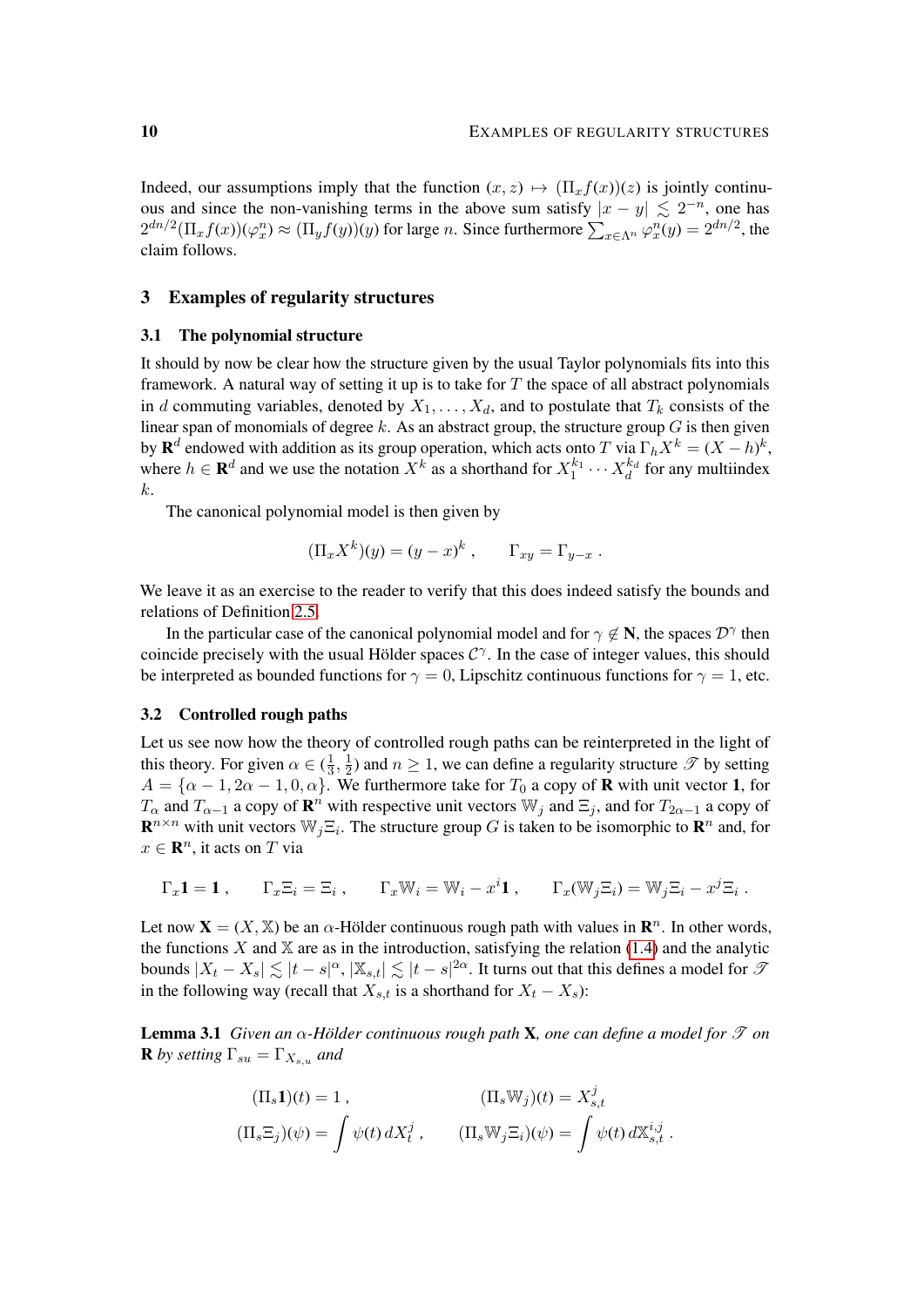Indeed, our assumptions imply that the function $(x, z) \mapsto (\Pi_x f(x))(z)$ is jointly continuous and since the non-vanishing terms in the above sum satisfy $|x - y| \lesssim 2^{-n}$, one has $2^{dn/2}(\Pi_x f(x))(\varphi_x^n) \approx (\Pi_y f(y))(y)$ for large $n$. Since furthermore $\sum_{x\in\Lambda^n} \varphi_x^n(y) = 2^{dn/2}$, the claim follows.

## 3 Examples of regularity structures

### 3.1 The polynomial structure

It should by now be clear how the structure given by the usual Taylor polynomials fits into this framework. A natural way of setting it up is to take for $T$ the space of all abstract polynomials in $d$ commuting variables, denoted by $X_1, \ldots, X_d$, and to postulate that $T_k$ consists of the linear span of monomials of degree $k$. As an abstract group, the structure group $G$ is then given by $\mathbf{R}^d$ endowed with addition as its group operation, which acts onto $T$ via $\Gamma_h X^k = (X - h)^k$, where $h \in \mathbf{R}^d$ and we use the notation $X^k$ as a shorthand for $X_1^{k_1} \cdots X_d^{k_d}$ for any multiindex $k$.

The canonical polynomial model is then given by

$$(\Pi_x X^k)(y) = (y - x)^k\;, \qquad \Gamma_{xy} = \Gamma_{y-x}\;.$$

We leave it as an exercise to the reader to verify that this does indeed satisfy the bounds and relations of Definition 2.5.

In the particular case of the canonical polynomial model and for $\gamma \notin \mathbf{N}$, the spaces $\mathcal{D}^\gamma$ then coincide precisely with the usual Hölder spaces $\mathcal{C}^\gamma$. In the case of integer values, this should be interpreted as bounded functions for $\gamma = 0$, Lipschitz continuous functions for $\gamma = 1$, etc.

### 3.2 Controlled rough paths

Let us see now how the theory of controlled rough paths can be reinterpreted in the light of this theory. For given $\alpha \in (\frac{1}{3}, \frac{1}{2})$ and $n \geq 1$, we can define a regularity structure $\mathscr{T}$ by setting $A = \{\alpha - 1, 2\alpha - 1, 0, \alpha\}$. We furthermore take for $T_0$ a copy of $\mathbf{R}$ with unit vector $\mathbf{1}$, for $T_\alpha$ and $T_{\alpha-1}$ a copy of $\mathbf{R}^n$ with respective unit vectors $\mathbb{W}_j$ and $\Xi_j$, and for $T_{2\alpha-1}$ a copy of $\mathbf{R}^{n\times n}$ with unit vectors $\mathbb{W}_j\Xi_i$. The structure group $G$ is taken to be isomorphic to $\mathbf{R}^n$ and, for $x \in \mathbf{R}^n$, it acts on $T$ via

$$\Gamma_x \mathbf{1} = \mathbf{1}\;, \qquad \Gamma_x \Xi_i = \Xi_i\;, \qquad \Gamma_x \mathbb{W}_i = \mathbb{W}_i - x^i \mathbf{1}\;, \qquad \Gamma_x(\mathbb{W}_j\Xi_i) = \mathbb{W}_j\Xi_i - x^j \Xi_i\;.$$

Let now $\mathbf{X} = (X, \mathbb{X})$ be an $\alpha$-Hölder continuous rough path with values in $\mathbf{R}^n$. In other words, the functions $X$ and $\mathbb{X}$ are as in the introduction, satisfying the relation (1.4) and the analytic bounds $|X_t - X_s| \lesssim |t - s|^\alpha$, $|\mathbb{X}_{s,t}| \lesssim |t - s|^{2\alpha}$. It turns out that this defines a model for $\mathscr{T}$ in the following way (recall that $X_{s,t}$ is a shorthand for $X_t - X_s$):

**Lemma 3.1** *Given an $\alpha$-Hölder continuous rough path $\mathbf{X}$, one can define a model for $\mathscr{T}$ on $\mathbf{R}$ by setting $\Gamma_{su} = \Gamma_{X_{s,u}}$ and*

$$(\Pi_s \mathbf{1})(t) = 1\;, \qquad\qquad (\Pi_s \mathbb{W}_j)(t) = X_{s,t}^j$$
$$(\Pi_s \Xi_j)(\psi) = \int \psi(t)\, dX_t^j\;, \qquad (\Pi_s \mathbb{W}_j\Xi_i)(\psi) = \int \psi(t)\, d\mathbb{X}_{s,t}^{i,j}\;.$$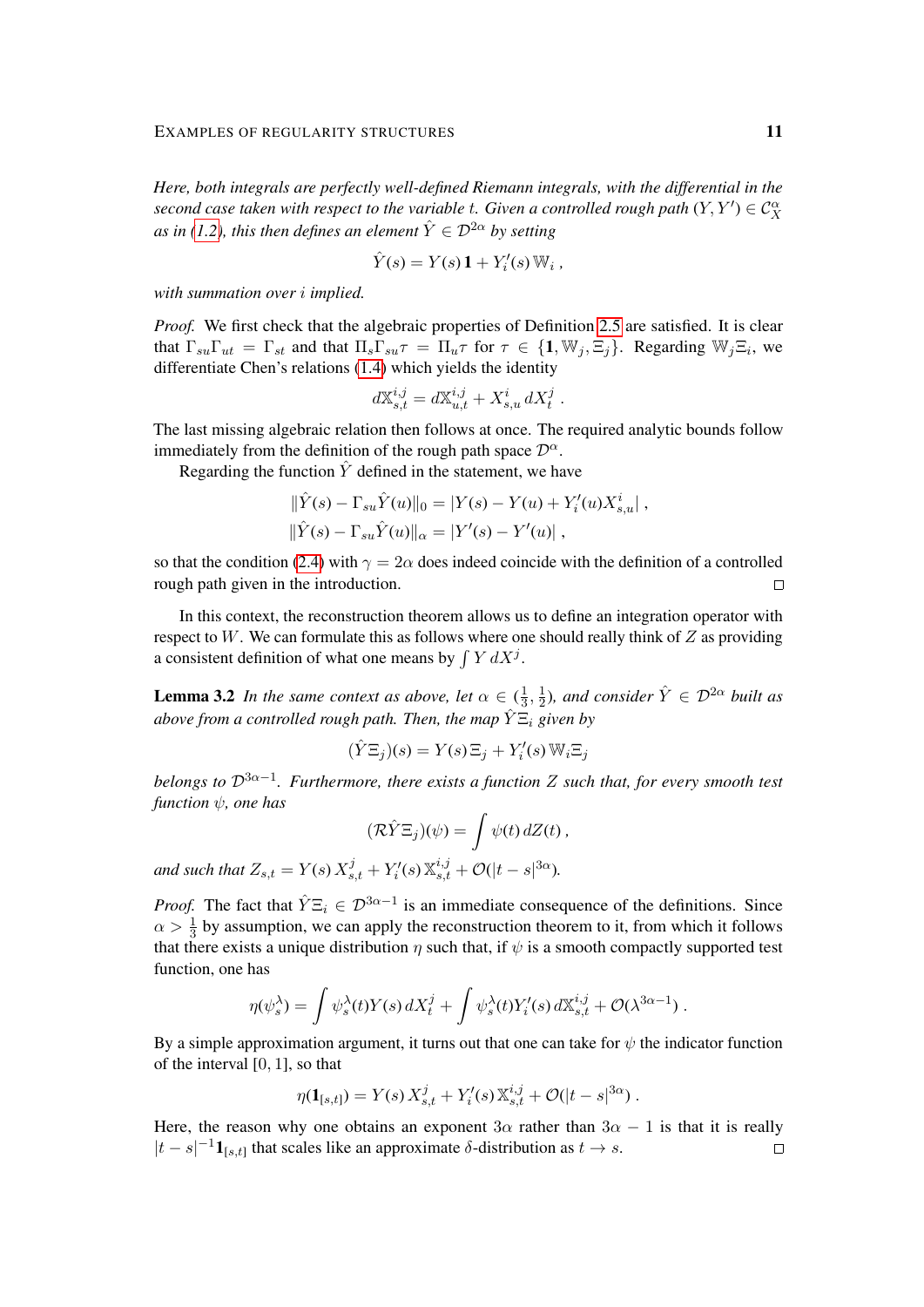*Here, both integrals are perfectly well-defined Riemann integrals, with the differential in the second case taken with respect to the variable $t$. Given a controlled rough path $(Y, Y') \in \mathcal{C}_X^\alpha$ as in (1.2), this then defines an element $\hat{Y} \in \mathcal{D}^{2\alpha}$ by setting*

$$\hat{Y}(s) = Y(s)\,\mathbf{1} + Y_i'(s)\,\mathbb{W}_i\,,$$

*with summation over $i$ implied.*

*Proof.* We first check that the algebraic properties of Definition 2.5 are satisfied. It is clear that $\Gamma_{su}\Gamma_{ut} = \Gamma_{st}$ and that $\Pi_s\Gamma_{su}\tau = \Pi_u\tau$ for $\tau \in \{\mathbf{1}, \mathbb{W}_j, \Xi_j\}$. Regarding $\mathbb{W}_j\Xi_i$, we differentiate Chen's relations (1.4) which yields the identity

$$d\mathbb{X}_{s,t}^{i,j} = d\mathbb{X}_{u,t}^{i,j} + X_{s,u}^i\,dX_t^j\,.$$

The last missing algebraic relation then follows at once. The required analytic bounds follow immediately from the definition of the rough path space $\mathcal{D}^\alpha$.

Regarding the function $\hat{Y}$ defined in the statement, we have

$$\|\hat{Y}(s) - \Gamma_{su}\hat{Y}(u)\|_0 = |Y(s) - Y(u) + Y_i'(u)X_{s,u}^i|\,,$$
$$\|\hat{Y}(s) - \Gamma_{su}\hat{Y}(u)\|_\alpha = |Y'(s) - Y'(u)|\,,$$

so that the condition (2.4) with $\gamma = 2\alpha$ does indeed coincide with the definition of a controlled rough path given in the introduction. □

In this context, the reconstruction theorem allows us to define an integration operator with respect to $W$. We can formulate this as follows where one should really think of $Z$ as providing a consistent definition of what one means by $\int Y\,dX^j$.

**Lemma 3.2** *In the same context as above, let $\alpha \in (\frac{1}{3}, \frac{1}{2})$, and consider $\hat{Y} \in \mathcal{D}^{2\alpha}$ built as above from a controlled rough path. Then, the map $\hat{Y}\Xi_i$ given by*

$$(\hat{Y}\Xi_j)(s) = Y(s)\,\Xi_j + Y_i'(s)\,\mathbb{W}_i\Xi_j$$

*belongs to $\mathcal{D}^{3\alpha-1}$. Furthermore, there exists a function $Z$ such that, for every smooth test function $\psi$, one has*

$$(\mathcal{R}\hat{Y}\Xi_j)(\psi) = \int \psi(t)\,dZ(t)\,,$$

*and such that $Z_{s,t} = Y(s)\,X_{s,t}^j + Y_i'(s)\,\mathbb{X}_{s,t}^{i,j} + \mathcal{O}(|t-s|^{3\alpha})$.*

*Proof.* The fact that $\hat{Y}\Xi_i \in \mathcal{D}^{3\alpha-1}$ is an immediate consequence of the definitions. Since $\alpha > \frac{1}{3}$ by assumption, we can apply the reconstruction theorem to it, from which it follows that there exists a unique distribution $\eta$ such that, if $\psi$ is a smooth compactly supported test function, one has

$$\eta(\psi_s^\lambda) = \int \psi_s^\lambda(t)Y(s)\,dX_t^j + \int \psi_s^\lambda(t)Y_i'(s)\,d\mathbb{X}_{s,t}^{i,j} + \mathcal{O}(\lambda^{3\alpha-1})\,.$$

By a simple approximation argument, it turns out that one can take for $\psi$ the indicator function of the interval $[0,1]$, so that

$$\eta(\mathbf{1}_{[s,t]}) = Y(s)\,X_{s,t}^j + Y_i'(s)\,\mathbb{X}_{s,t}^{i,j} + \mathcal{O}(|t-s|^{3\alpha})\,.$$

Here, the reason why one obtains an exponent $3\alpha$ rather than $3\alpha - 1$ is that it is really $|t-s|^{-1}\mathbf{1}_{[s,t]}$ that scales like an approximate $\delta$-distribution as $t \to s$. □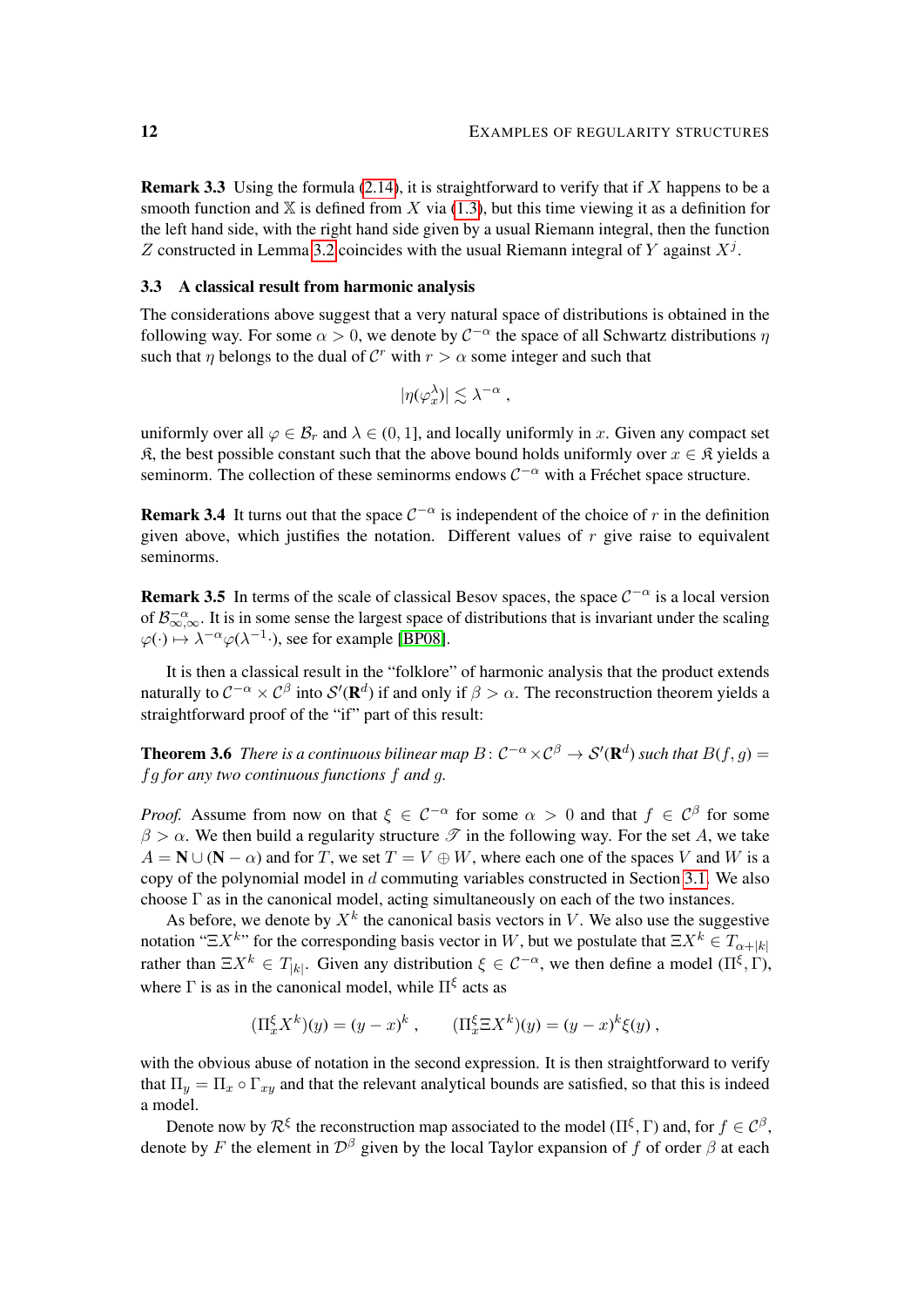**Remark 3.3** Using the formula (2.14), it is straightforward to verify that if $X$ happens to be a smooth function and $\mathbb{X}$ is defined from $X$ via (1.3), but this time viewing it as a definition for the left hand side, with the right hand side given by a usual Riemann integral, then the function $Z$ constructed in Lemma 3.2 coincides with the usual Riemann integral of $Y$ against $X^j$.

### 3.3 A classical result from harmonic analysis

The considerations above suggest that a very natural space of distributions is obtained in the following way. For some $\alpha > 0$, we denote by $\mathcal{C}^{-\alpha}$ the space of all Schwartz distributions $\eta$ such that $\eta$ belongs to the dual of $\mathcal{C}^r$ with $r > \alpha$ some integer and such that

$$|\eta(\varphi_x^\lambda)| \lesssim \lambda^{-\alpha} ,$$

uniformly over all $\varphi \in \mathcal{B}_r$ and $\lambda \in (0, 1]$, and locally uniformly in $x$. Given any compact set $\mathfrak{K}$, the best possible constant such that the above bound holds uniformly over $x \in \mathfrak{K}$ yields a seminorm. The collection of these seminorms endows $\mathcal{C}^{-\alpha}$ with a Fréchet space structure.

**Remark 3.4** It turns out that the space $\mathcal{C}^{-\alpha}$ is independent of the choice of $r$ in the definition given above, which justifies the notation. Different values of $r$ give raise to equivalent seminorms.

**Remark 3.5** In terms of the scale of classical Besov spaces, the space $\mathcal{C}^{-\alpha}$ is a local version of $\mathcal{B}^{-\alpha}_{\infty,\infty}$. It is in some sense the largest space of distributions that is invariant under the scaling $\varphi(\cdot) \mapsto \lambda^{-\alpha}\varphi(\lambda^{-1}\cdot)$, see for example [BP08].

It is then a classical result in the "folklore" of harmonic analysis that the product extends naturally to $\mathcal{C}^{-\alpha} \times \mathcal{C}^\beta$ into $\mathcal{S}'(\mathbf{R}^d)$ if and only if $\beta > \alpha$. The reconstruction theorem yields a straightforward proof of the "if" part of this result:

**Theorem 3.6** *There is a continuous bilinear map $B \colon \mathcal{C}^{-\alpha} \times \mathcal{C}^\beta \to \mathcal{S}'(\mathbf{R}^d)$ such that $B(f, g) = fg$ for any two continuous functions $f$ and $g$.*

*Proof.* Assume from now on that $\xi \in \mathcal{C}^{-\alpha}$ for some $\alpha > 0$ and that $f \in \mathcal{C}^\beta$ for some $\beta > \alpha$. We then build a regularity structure $\mathscr{T}$ in the following way. For the set $A$, we take $A = \mathbf{N} \cup (\mathbf{N} - \alpha)$ and for $T$, we set $T = V \oplus W$, where each one of the spaces $V$ and $W$ is a copy of the polynomial model in $d$ commuting variables constructed in Section 3.1. We also choose $\Gamma$ as in the canonical model, acting simultaneously on each of the two instances.

As before, we denote by $X^k$ the canonical basis vectors in $V$. We also use the suggestive notation "$\Xi X^k$" for the corresponding basis vector in $W$, but we postulate that $\Xi X^k \in T_{\alpha+|k|}$ rather than $\Xi X^k \in T_{|k|}$. Given any distribution $\xi \in \mathcal{C}^{-\alpha}$, we then define a model $(\Pi^\xi, \Gamma)$, where $\Gamma$ is as in the canonical model, while $\Pi^\xi$ acts as

$$(\Pi_x^\xi X^k)(y) = (y - x)^k , \qquad (\Pi_x^\xi \Xi X^k)(y) = (y - x)^k \xi(y) ,$$

with the obvious abuse of notation in the second expression. It is then straightforward to verify that $\Pi_y = \Pi_x \circ \Gamma_{xy}$ and that the relevant analytical bounds are satisfied, so that this is indeed a model.

Denote now by $\mathcal{R}^\xi$ the reconstruction map associated to the model $(\Pi^\xi, \Gamma)$ and, for $f \in \mathcal{C}^\beta$, denote by $F$ the element in $\mathcal{D}^\beta$ given by the local Taylor expansion of $f$ of order $\beta$ at each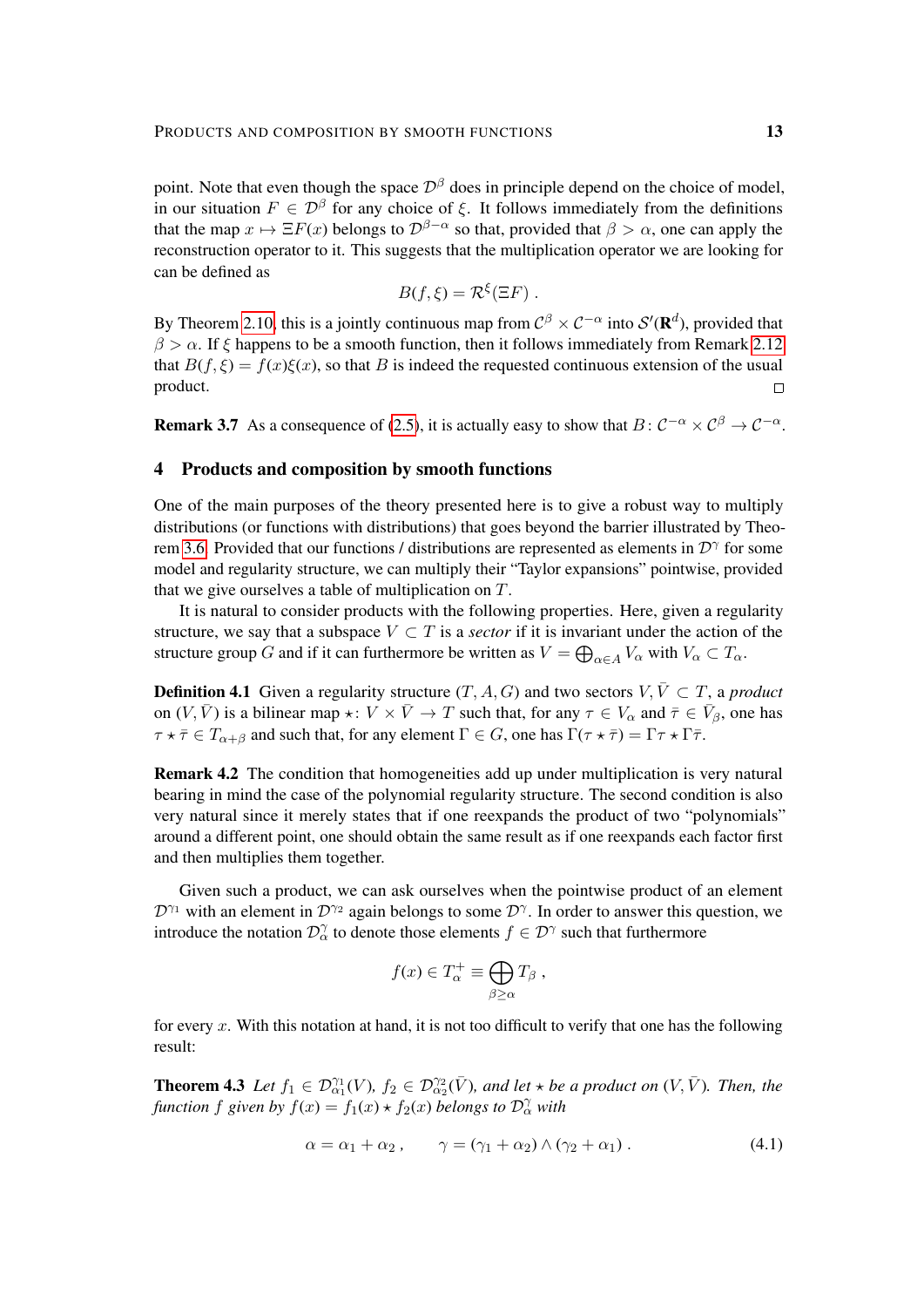point. Note that even though the space $\mathcal{D}^\beta$ does in principle depend on the choice of model, in our situation $F \in \mathcal{D}^\beta$ for any choice of $\xi$. It follows immediately from the definitions that the map $x \mapsto \Xi F(x)$ belongs to $\mathcal{D}^{\beta-\alpha}$ so that, provided that $\beta > \alpha$, one can apply the reconstruction operator to it. This suggests that the multiplication operator we are looking for can be defined as

$$B(f, \xi) = \mathcal{R}^\xi(\Xi F) \;.$$

By Theorem 2.10, this is a jointly continuous map from $\mathcal{C}^\beta \times \mathcal{C}^{-\alpha}$ into $\mathcal{S}'(\mathbf{R}^d)$, provided that $\beta > \alpha$. If $\xi$ happens to be a smooth function, then it follows immediately from Remark 2.12 that $B(f, \xi) = f(x)\xi(x)$, so that $B$ is indeed the requested continuous extension of the usual product. □

**Remark 3.7** As a consequence of (2.5), it is actually easy to show that $B\colon \mathcal{C}^{-\alpha} \times \mathcal{C}^\beta \to \mathcal{C}^{-\alpha}$.

## 4 Products and composition by smooth functions

One of the main purposes of the theory presented here is to give a robust way to multiply distributions (or functions with distributions) that goes beyond the barrier illustrated by Theorem 3.6. Provided that our functions / distributions are represented as elements in $\mathcal{D}^\gamma$ for some model and regularity structure, we can multiply their "Taylor expansions" pointwise, provided that we give ourselves a table of multiplication on $T$.

It is natural to consider products with the following properties. Here, given a regularity structure, we say that a subspace $V \subset T$ is a *sector* if it is invariant under the action of the structure group $G$ and if it can furthermore be written as $V = \bigoplus_{\alpha \in A} V_\alpha$ with $V_\alpha \subset T_\alpha$.

**Definition 4.1** Given a regularity structure $(T, A, G)$ and two sectors $V, \bar V \subset T$, a *product* on $(V, \bar V)$ is a bilinear map $\star\colon V \times \bar V \to T$ such that, for any $\tau \in V_\alpha$ and $\bar\tau \in \bar V_\beta$, one has $\tau \star \bar\tau \in T_{\alpha+\beta}$ and such that, for any element $\Gamma \in G$, one has $\Gamma(\tau \star \bar\tau) = \Gamma\tau \star \Gamma\bar\tau$.

**Remark 4.2** The condition that homogeneities add up under multiplication is very natural bearing in mind the case of the polynomial regularity structure. The second condition is also very natural since it merely states that if one reexpands the product of two "polynomials" around a different point, one should obtain the same result as if one reexpands each factor first and then multiplies them together.

Given such a product, we can ask ourselves when the pointwise product of an element $\mathcal{D}^{\gamma_1}$ with an element in $\mathcal{D}^{\gamma_2}$ again belongs to some $\mathcal{D}^\gamma$. In order to answer this question, we introduce the notation $\mathcal{D}^\gamma_\alpha$ to denote those elements $f \in \mathcal{D}^\gamma$ such that furthermore

$$f(x) \in T_\alpha^+ \equiv \bigoplus_{\beta \ge \alpha} T_\beta \;,$$

for every $x$. With this notation at hand, it is not too difficult to verify that one has the following result:

**Theorem 4.3** *Let $f_1 \in \mathcal{D}^{\gamma_1}_{\alpha_1}(V)$, $f_2 \in \mathcal{D}^{\gamma_2}_{\alpha_2}(\bar V)$, and let $\star$ be a product on $(V, \bar V)$. Then, the function $f$ given by $f(x) = f_1(x) \star f_2(x)$ belongs to $\mathcal{D}^\gamma_\alpha$ with*

$$\alpha = \alpha_1 + \alpha_2 \;, \qquad \gamma = (\gamma_1 + \alpha_2) \wedge (\gamma_2 + \alpha_1) \;. \tag{4.1}$$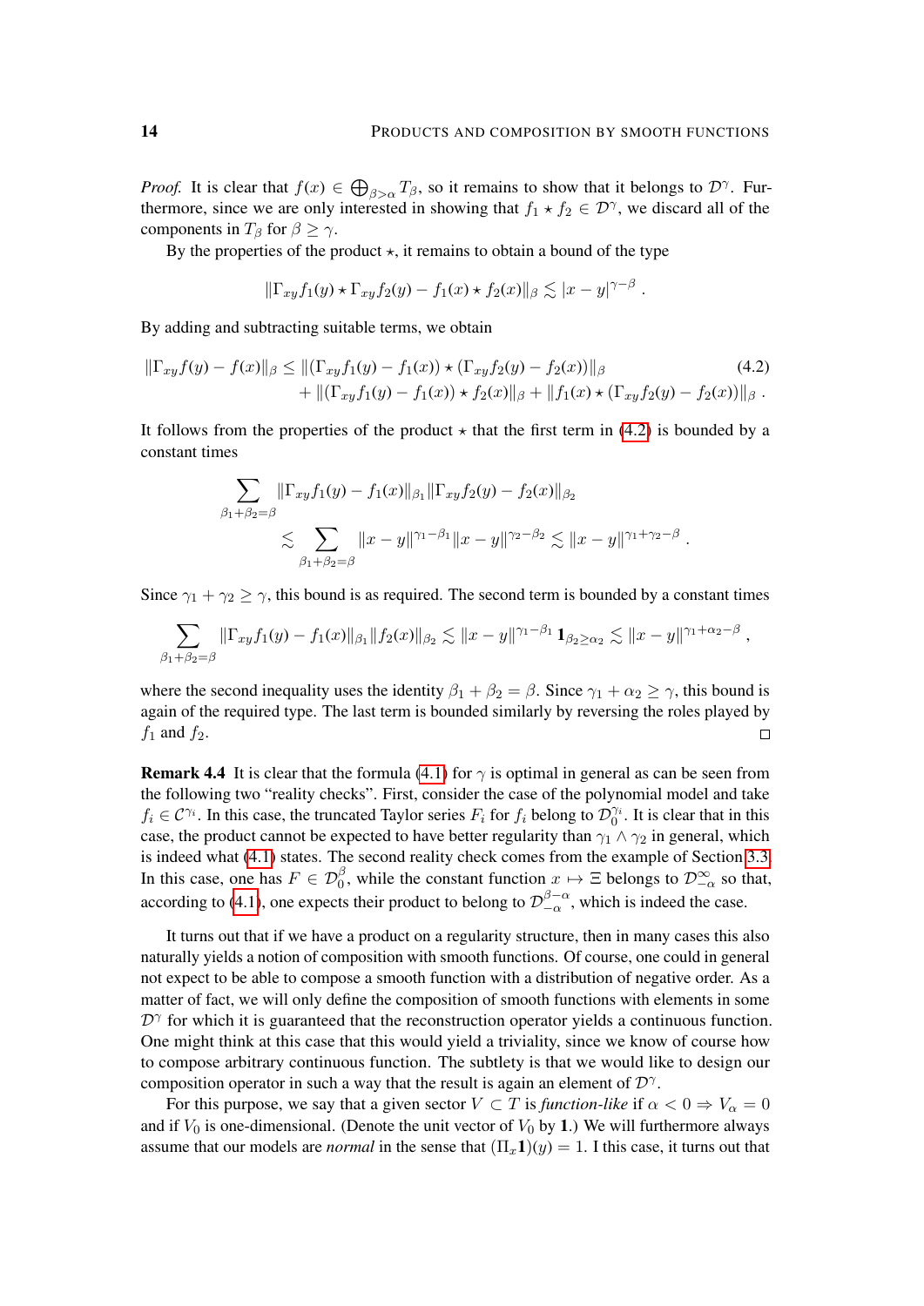*Proof.* It is clear that $f(x) \in \bigoplus_{\beta>\alpha} T_\beta$, so it remains to show that it belongs to $\mathcal{D}^\gamma$. Furthermore, since we are only interested in showing that $f_1 \star f_2 \in \mathcal{D}^\gamma$, we discard all of the components in $T_\beta$ for $\beta \geq \gamma$.

By the properties of the product $\star$, it remains to obtain a bound of the type

$$\|\Gamma_{xy} f_1(y) \star \Gamma_{xy} f_2(y) - f_1(x) \star f_2(x)\|_\beta \lesssim |x-y|^{\gamma-\beta} .$$

By adding and subtracting suitable terms, we obtain

$$\begin{aligned}\|\Gamma_{xy} f(y) - f(x)\|_\beta \leq{}& \|(\Gamma_{xy} f_1(y) - f_1(x)) \star (\Gamma_{xy} f_2(y) - f_2(x))\|_\beta \\ &+ \|(\Gamma_{xy} f_1(y) - f_1(x)) \star f_2(x)\|_\beta + \|f_1(x) \star (\Gamma_{xy} f_2(y) - f_2(x))\|_\beta .\end{aligned} \tag{4.2}$$

It follows from the properties of the product $\star$ that the first term in (4.2) is bounded by a constant times

$$\begin{aligned}&\sum_{\beta_1+\beta_2=\beta} \|\Gamma_{xy} f_1(y) - f_1(x)\|_{\beta_1} \|\Gamma_{xy} f_2(y) - f_2(x)\|_{\beta_2} \\ &\qquad \lesssim \sum_{\beta_1+\beta_2=\beta} \|x-y\|^{\gamma_1-\beta_1} \|x-y\|^{\gamma_2-\beta_2} \lesssim \|x-y\|^{\gamma_1+\gamma_2-\beta} .\end{aligned}$$

Since $\gamma_1 + \gamma_2 \geq \gamma$, this bound is as required. The second term is bounded by a constant times

$$\sum_{\beta_1+\beta_2=\beta} \|\Gamma_{xy} f_1(y) - f_1(x)\|_{\beta_1} \|f_2(x)\|_{\beta_2} \lesssim \|x-y\|^{\gamma_1-\beta_1} \mathbf{1}_{\beta_2\geq\alpha_2} \lesssim \|x-y\|^{\gamma_1+\alpha_2-\beta} ,$$

where the second inequality uses the identity $\beta_1 + \beta_2 = \beta$. Since $\gamma_1 + \alpha_2 \geq \gamma$, this bound is again of the required type. The last term is bounded similarly by reversing the roles played by $f_1$ and $f_2$. $\square$

**Remark 4.4** It is clear that the formula (4.1) for $\gamma$ is optimal in general as can be seen from the following two "reality checks". First, consider the case of the polynomial model and take $f_i \in \mathcal{C}^{\gamma_i}$. In this case, the truncated Taylor series $F_i$ for $f_i$ belong to $\mathcal{D}_0^{\gamma_i}$. It is clear that in this case, the product cannot be expected to have better regularity than $\gamma_1 \wedge \gamma_2$ in general, which is indeed what (4.1) states. The second reality check comes from the example of Section 3.3. In this case, one has $F \in \mathcal{D}_0^\beta$, while the constant function $x \mapsto \Xi$ belongs to $\mathcal{D}_{-\alpha}^\infty$ so that, according to (4.1), one expects their product to belong to $\mathcal{D}_{-\alpha}^{\beta-\alpha}$, which is indeed the case.

It turns out that if we have a product on a regularity structure, then in many cases this also naturally yields a notion of composition with smooth functions. Of course, one could in general not expect to be able to compose a smooth function with a distribution of negative order. As a matter of fact, we will only define the composition of smooth functions with elements in some $\mathcal{D}^\gamma$ for which it is guaranteed that the reconstruction operator yields a continuous function. One might think at this case that this would yield a triviality, since we know of course how to compose arbitrary continuous function. The subtlety is that we would like to design our composition operator in such a way that the result is again an element of $\mathcal{D}^\gamma$.

For this purpose, we say that a given sector $V \subset T$ is *function-like* if $\alpha < 0 \Rightarrow V_\alpha = 0$ and if $V_0$ is one-dimensional. (Denote the unit vector of $V_0$ by $\mathbf{1}$.) We will furthermore always assume that our models are *normal* in the sense that $(\Pi_x \mathbf{1})(y) = 1$. I this case, it turns out that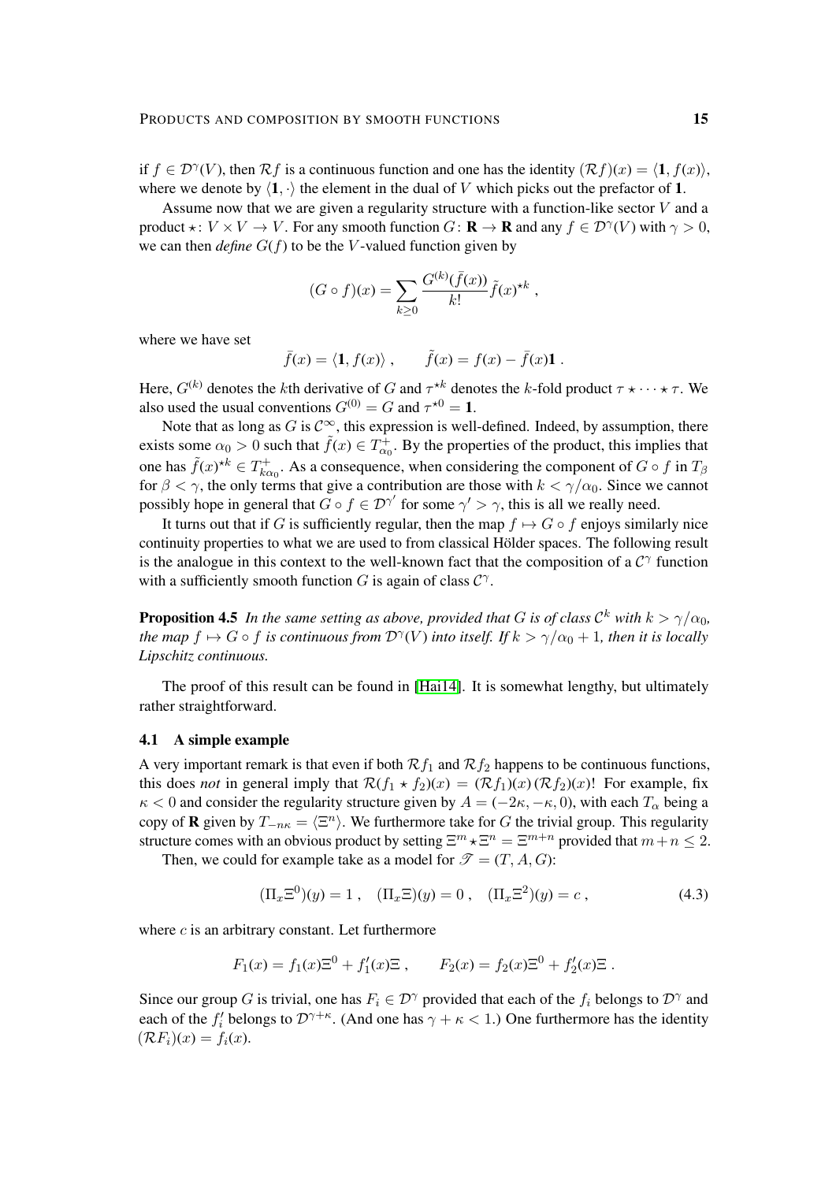if $f \in \mathcal{D}^\gamma(V)$, then $\mathcal{R}f$ is a continuous function and one has the identity $(\mathcal{R}f)(x) = \langle \mathbf{1}, f(x)\rangle$, where we denote by $\langle \mathbf{1}, \cdot\rangle$ the element in the dual of $V$ which picks out the prefactor of $\mathbf{1}$.

Assume now that we are given a regularity structure with a function-like sector $V$ and a product $\star\colon V \times V \to V$. For any smooth function $G\colon \mathbf{R} \to \mathbf{R}$ and any $f \in \mathcal{D}^\gamma(V)$ with $\gamma > 0$, we can then *define* $G(f)$ to be the $V$-valued function given by

$$(G \circ f)(x) = \sum_{k\geq 0} \frac{G^{(k)}(\bar f(x))}{k!} \tilde f(x)^{\star k}\;,$$

where we have set

$$\bar f(x) = \langle \mathbf{1}, f(x)\rangle\;, \qquad \tilde f(x) = f(x) - \bar f(x)\mathbf{1}\;.$$

Here, $G^{(k)}$ denotes the $k$th derivative of $G$ and $\tau^{\star k}$ denotes the $k$-fold product $\tau \star \cdots \star \tau$. We also used the usual conventions $G^{(0)} = G$ and $\tau^{\star 0} = \mathbf{1}$.

Note that as long as $G$ is $\mathcal{C}^\infty$, this expression is well-defined. Indeed, by assumption, there exists some $\alpha_0 > 0$ such that $\tilde f(x) \in T^+_{\alpha_0}$. By the properties of the product, this implies that one has $\tilde f(x)^{\star k} \in T^+_{k\alpha_0}$. As a consequence, when considering the component of $G \circ f$ in $T_\beta$ for $\beta < \gamma$, the only terms that give a contribution are those with $k < \gamma/\alpha_0$. Since we cannot possibly hope in general that $G \circ f \in \mathcal{D}^{\gamma'}$ for some $\gamma' > \gamma$, this is all we really need.

It turns out that if $G$ is sufficiently regular, then the map $f \mapsto G \circ f$ enjoys similarly nice continuity properties to what we are used to from classical Hölder spaces. The following result is the analogue in this context to the well-known fact that the composition of a $\mathcal{C}^\gamma$ function with a sufficiently smooth function $G$ is again of class $\mathcal{C}^\gamma$.

**Proposition 4.5** *In the same setting as above, provided that G is of class $\mathcal{C}^k$ with $k > \gamma/\alpha_0$, the map $f \mapsto G \circ f$ is continuous from $\mathcal{D}^\gamma(V)$ into itself. If $k > \gamma/\alpha_0 + 1$, then it is locally Lipschitz continuous.*

The proof of this result can be found in [Hai14]. It is somewhat lengthy, but ultimately rather straightforward.

### 4.1 A simple example

A very important remark is that even if both $\mathcal{R}f_1$ and $\mathcal{R}f_2$ happens to be continuous functions, this does *not* in general imply that $\mathcal{R}(f_1 \star f_2)(x) = (\mathcal{R}f_1)(x)\,(\mathcal{R}f_2)(x)$! For example, fix $\kappa < 0$ and consider the regularity structure given by $A = (-2\kappa, -\kappa, 0)$, with each $T_\alpha$ being a copy of $\mathbf{R}$ given by $T_{-n\kappa} = \langle \Xi^n\rangle$. We furthermore take for $G$ the trivial group. This regularity structure comes with an obvious product by setting $\Xi^m \star \Xi^n = \Xi^{m+n}$ provided that $m+n \leq 2$.

Then, we could for example take as a model for $\mathscr{T} = (T, A, G)$:

$$(\Pi_x \Xi^0)(y) = 1\;, \quad (\Pi_x \Xi)(y) = 0\;, \quad (\Pi_x \Xi^2)(y) = c\;, \tag{4.3}$$

where $c$ is an arbitrary constant. Let furthermore

$$F_1(x) = f_1(x)\Xi^0 + f_1'(x)\Xi\;, \qquad F_2(x) = f_2(x)\Xi^0 + f_2'(x)\Xi\;.$$

Since our group $G$ is trivial, one has $F_i \in \mathcal{D}^\gamma$ provided that each of the $f_i$ belongs to $\mathcal{D}^\gamma$ and each of the $f_i'$ belongs to $\mathcal{D}^{\gamma+\kappa}$. (And one has $\gamma + \kappa < 1$.) One furthermore has the identity $(\mathcal{R}F_i)(x) = f_i(x)$.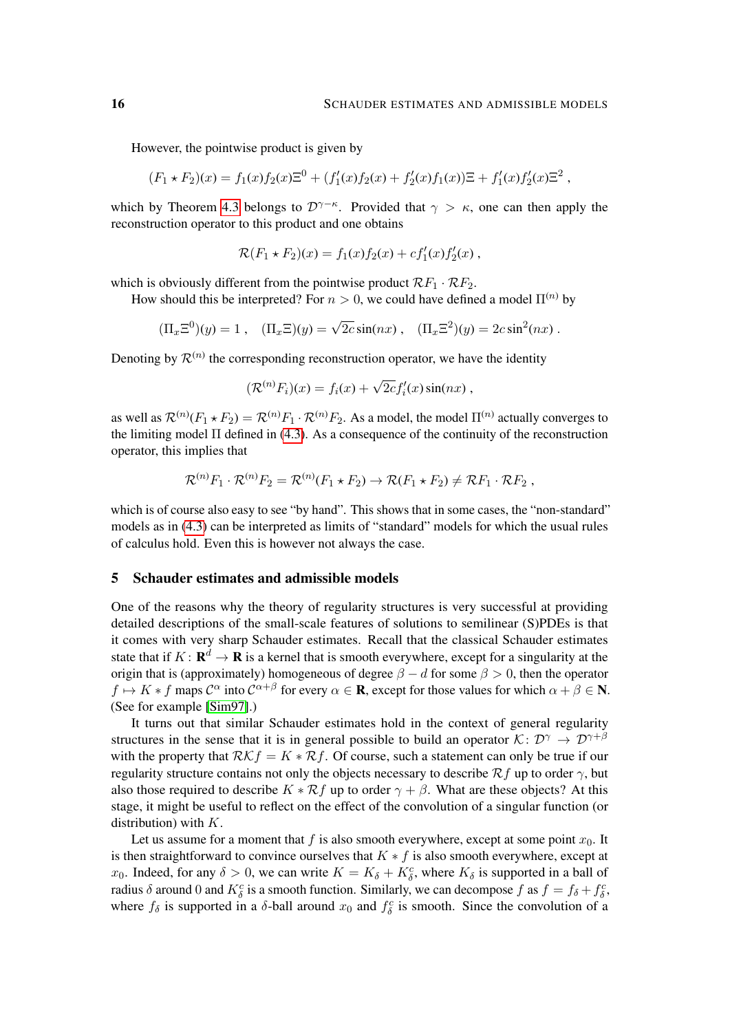However, the pointwise product is given by

$$(F_1 \star F_2)(x) = f_1(x) f_2(x) \Xi^0 + (f_1'(x) f_2(x) + f_2'(x) f_1(x)) \Xi + f_1'(x) f_2'(x) \Xi^2 ,$$

which by Theorem 4.3 belongs to $\mathcal{D}^{\gamma-\kappa}$. Provided that $\gamma > \kappa$, one can then apply the reconstruction operator to this product and one obtains

$$\mathcal{R}(F_1 \star F_2)(x) = f_1(x) f_2(x) + c f_1'(x) f_2'(x) ,$$

which is obviously different from the pointwise product $\mathcal{R}F_1 \cdot \mathcal{R}F_2$.

How should this be interpreted? For $n > 0$, we could have defined a model $\Pi^{(n)}$ by

$$(\Pi_x \Xi^0)(y) = 1 , \quad (\Pi_x \Xi)(y) = \sqrt{2c} \sin(nx) , \quad (\Pi_x \Xi^2)(y) = 2c \sin^2(nx) .$$

Denoting by $\mathcal{R}^{(n)}$ the corresponding reconstruction operator, we have the identity

$$(\mathcal{R}^{(n)} F_i)(x) = f_i(x) + \sqrt{2c} f_i'(x) \sin(nx) ,$$

as well as $\mathcal{R}^{(n)}(F_1 \star F_2) = \mathcal{R}^{(n)} F_1 \cdot \mathcal{R}^{(n)} F_2$. As a model, the model $\Pi^{(n)}$ actually converges to the limiting model $\Pi$ defined in (4.3). As a consequence of the continuity of the reconstruction operator, this implies that

$$\mathcal{R}^{(n)} F_1 \cdot \mathcal{R}^{(n)} F_2 = \mathcal{R}^{(n)}(F_1 \star F_2) \to \mathcal{R}(F_1 \star F_2) \neq \mathcal{R}F_1 \cdot \mathcal{R}F_2 ,$$

which is of course also easy to see "by hand". This shows that in some cases, the "non-standard" models as in (4.3) can be interpreted as limits of "standard" models for which the usual rules of calculus hold. Even this is however not always the case.

## 5 Schauder estimates and admissible models

One of the reasons why the theory of regularity structures is very successful at providing detailed descriptions of the small-scale features of solutions to semilinear (S)PDEs is that it comes with very sharp Schauder estimates. Recall that the classical Schauder estimates state that if $K \colon \mathbf{R}^d \to \mathbf{R}$ is a kernel that is smooth everywhere, except for a singularity at the origin that is (approximately) homogeneous of degree $\beta - d$ for some $\beta > 0$, then the operator $f \mapsto K * f$ maps $\mathcal{C}^\alpha$ into $\mathcal{C}^{\alpha+\beta}$ for every $\alpha \in \mathbf{R}$, except for those values for which $\alpha + \beta \in \mathbf{N}$. (See for example [Sim97].)

It turns out that similar Schauder estimates hold in the context of general regularity structures in the sense that it is in general possible to build an operator $\mathcal{K} \colon \mathcal{D}^\gamma \to \mathcal{D}^{\gamma+\beta}$ with the property that $\mathcal{R}\mathcal{K}f = K * \mathcal{R}f$. Of course, such a statement can only be true if our regularity structure contains not only the objects necessary to describe $\mathcal{R}f$ up to order $\gamma$, but also those required to describe $K * \mathcal{R}f$ up to order $\gamma + \beta$. What are these objects? At this stage, it might be useful to reflect on the effect of the convolution of a singular function (or distribution) with $K$.

Let us assume for a moment that $f$ is also smooth everywhere, except at some point $x_0$. It is then straightforward to convince ourselves that $K * f$ is also smooth everywhere, except at $x_0$. Indeed, for any $\delta > 0$, we can write $K = K_\delta + K_\delta^c$, where $K_\delta$ is supported in a ball of radius $\delta$ around $0$ and $K_\delta^c$ is a smooth function. Similarly, we can decompose $f$ as $f = f_\delta + f_\delta^c$, where $f_\delta$ is supported in a $\delta$-ball around $x_0$ and $f_\delta^c$ is smooth. Since the convolution of a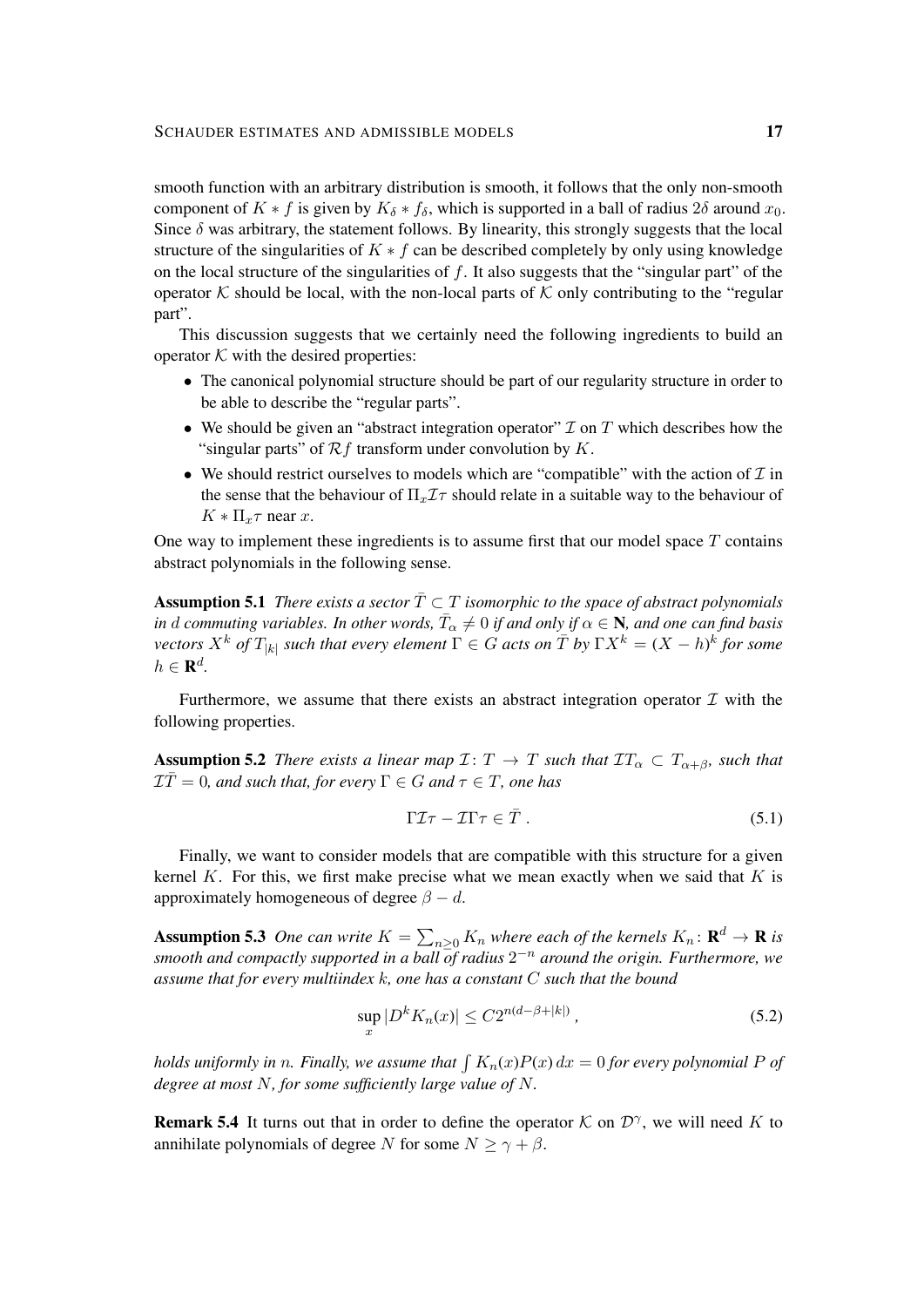smooth function with an arbitrary distribution is smooth, it follows that the only non-smooth component of $K * f$ is given by $K_\delta * f_\delta$, which is supported in a ball of radius $2\delta$ around $x_0$. Since $\delta$ was arbitrary, the statement follows. By linearity, this strongly suggests that the local structure of the singularities of $K * f$ can be described completely by only using knowledge on the local structure of the singularities of $f$. It also suggests that the "singular part" of the operator $\mathcal{K}$ should be local, with the non-local parts of $\mathcal{K}$ only contributing to the "regular part".

This discussion suggests that we certainly need the following ingredients to build an operator $\mathcal{K}$ with the desired properties:

- The canonical polynomial structure should be part of our regularity structure in order to be able to describe the "regular parts".
- We should be given an "abstract integration operator" $\mathcal{I}$ on $T$ which describes how the "singular parts" of $\mathcal{R}f$ transform under convolution by $K$.
- We should restrict ourselves to models which are "compatible" with the action of $\mathcal{I}$ in the sense that the behaviour of $\Pi_x \mathcal{I}\tau$ should relate in a suitable way to the behaviour of $K * \Pi_x \tau$ near $x$.

One way to implement these ingredients is to assume first that our model space $T$ contains abstract polynomials in the following sense.

**Assumption 5.1** *There exists a sector $\bar{T} \subset T$ isomorphic to the space of abstract polynomials in $d$ commuting variables. In other words, $\bar{T}_\alpha \neq 0$ if and only if $\alpha \in \mathbf{N}$, and one can find basis vectors $X^k$ of $T_{|k|}$ such that every element $\Gamma \in G$ acts on $\bar{T}$ by $\Gamma X^k = (X - h)^k$ for some $h \in \mathbf{R}^d$.*

Furthermore, we assume that there exists an abstract integration operator $\mathcal{I}$ with the following properties.

**Assumption 5.2** *There exists a linear map $\mathcal{I} \colon T \to T$ such that $\mathcal{I}T_\alpha \subset T_{\alpha+\beta}$, such that $\mathcal{I}\bar{T} = 0$, and such that, for every $\Gamma \in G$ and $\tau \in T$, one has*

$$\Gamma \mathcal{I} \tau - \mathcal{I} \Gamma \tau \in \bar{T} \; . \tag{5.1}$$

Finally, we want to consider models that are compatible with this structure for a given kernel $K$. For this, we first make precise what we mean exactly when we said that $K$ is approximately homogeneous of degree $\beta - d$.

**Assumption 5.3** *One can write $K = \sum_{n \geq 0} K_n$ where each of the kernels $K_n \colon \mathbf{R}^d \to \mathbf{R}$ is smooth and compactly supported in a ball of radius $2^{-n}$ around the origin. Furthermore, we assume that for every multiindex $k$, one has a constant $C$ such that the bound*

$$\sup_x |D^k K_n(x)| \leq C 2^{n(d-\beta+|k|)} \; , \tag{5.2}$$

*holds uniformly in $n$. Finally, we assume that $\int K_n(x) P(x)\, dx = 0$ for every polynomial $P$ of degree at most $N$, for some sufficiently large value of $N$.*

**Remark 5.4** It turns out that in order to define the operator $\mathcal{K}$ on $\mathcal{D}^\gamma$, we will need $K$ to annihilate polynomials of degree $N$ for some $N \geq \gamma + \beta$.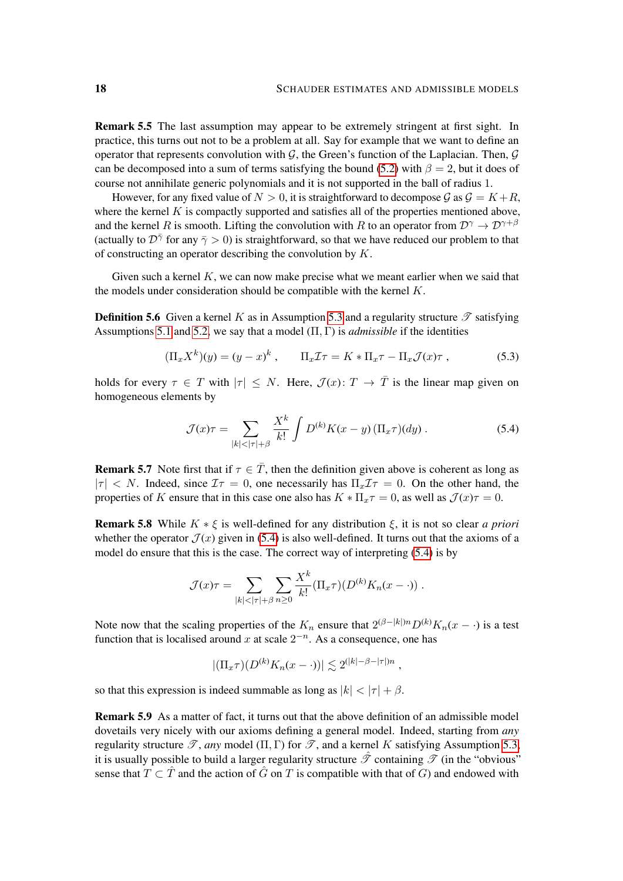**Remark 5.5** The last assumption may appear to be extremely stringent at first sight. In practice, this turns out not to be a problem at all. Say for example that we want to define an operator that represents convolution with $\mathcal{G}$, the Green's function of the Laplacian. Then, $\mathcal{G}$ can be decomposed into a sum of terms satisfying the bound (5.2) with $\beta = 2$, but it does of course not annihilate generic polynomials and it is not supported in the ball of radius 1.

However, for any fixed value of $N > 0$, it is straightforward to decompose $\mathcal{G}$ as $\mathcal{G} = K + R$, where the kernel $K$ is compactly supported and satisfies all of the properties mentioned above, and the kernel $R$ is smooth. Lifting the convolution with $R$ to an operator from $\mathcal{D}^\gamma \to \mathcal{D}^{\gamma+\beta}$ (actually to $\mathcal{D}^{\bar\gamma}$ for any $\bar\gamma > 0$) is straightforward, so that we have reduced our problem to that of constructing an operator describing the convolution by $K$.

Given such a kernel $K$, we can now make precise what we meant earlier when we said that the models under consideration should be compatible with the kernel $K$.

**Definition 5.6** Given a kernel $K$ as in Assumption 5.3 and a regularity structure $\mathscr{T}$ satisfying Assumptions 5.1 and 5.2, we say that a model $(\Pi, \Gamma)$ is *admissible* if the identities

$$(\Pi_x X^k)(y) = (y-x)^k \;, \qquad \Pi_x \mathcal{I}\tau = K * \Pi_x \tau - \Pi_x \mathcal{J}(x)\tau \;, \tag{5.3}$$

holds for every $\tau \in T$ with $|\tau| \leq N$. Here, $\mathcal{J}(x) \colon T \to \bar T$ is the linear map given on homogeneous elements by

$$\mathcal{J}(x)\tau = \sum_{|k| < |\tau| + \beta} \frac{X^k}{k!} \int D^{(k)} K(x-y)\, (\Pi_x \tau)(dy) \;. \tag{5.4}$$

**Remark 5.7** Note first that if $\tau \in \bar T$, then the definition given above is coherent as long as $|\tau| < N$. Indeed, since $\mathcal{I}\tau = 0$, one necessarily has $\Pi_x \mathcal{I}\tau = 0$. On the other hand, the properties of $K$ ensure that in this case one also has $K * \Pi_x \tau = 0$, as well as $\mathcal{J}(x)\tau = 0$.

**Remark 5.8** While $K * \xi$ is well-defined for any distribution $\xi$, it is not so clear *a priori* whether the operator $\mathcal{J}(x)$ given in (5.4) is also well-defined. It turns out that the axioms of a model do ensure that this is the case. The correct way of interpreting (5.4) is by

$$\mathcal{J}(x)\tau = \sum_{|k| < |\tau| + \beta} \sum_{n \geq 0} \frac{X^k}{k!} (\Pi_x \tau)(D^{(k)} K_n(x - \cdot)) \;.$$

Note now that the scaling properties of the $K_n$ ensure that $2^{(\beta - |k|)n} D^{(k)} K_n(x - \cdot)$ is a test function that is localised around $x$ at scale $2^{-n}$. As a consequence, one has

$$|(\Pi_x \tau)(D^{(k)} K_n(x - \cdot))| \lesssim 2^{(|k| - \beta - |\tau|)n} \;,$$

so that this expression is indeed summable as long as $|k| < |\tau| + \beta$.

**Remark 5.9** As a matter of fact, it turns out that the above definition of an admissible model dovetails very nicely with our axioms defining a general model. Indeed, starting from *any* regularity structure $\mathscr{T}$, *any* model $(\Pi, \Gamma)$ for $\mathscr{T}$, and a kernel $K$ satisfying Assumption 5.3, it is usually possible to build a larger regularity structure $\hat{\mathscr{T}}$ containing $\mathscr{T}$ (in the "obvious" sense that $T \subset \hat T$ and the action of $\hat G$ on $T$ is compatible with that of $G$) and endowed with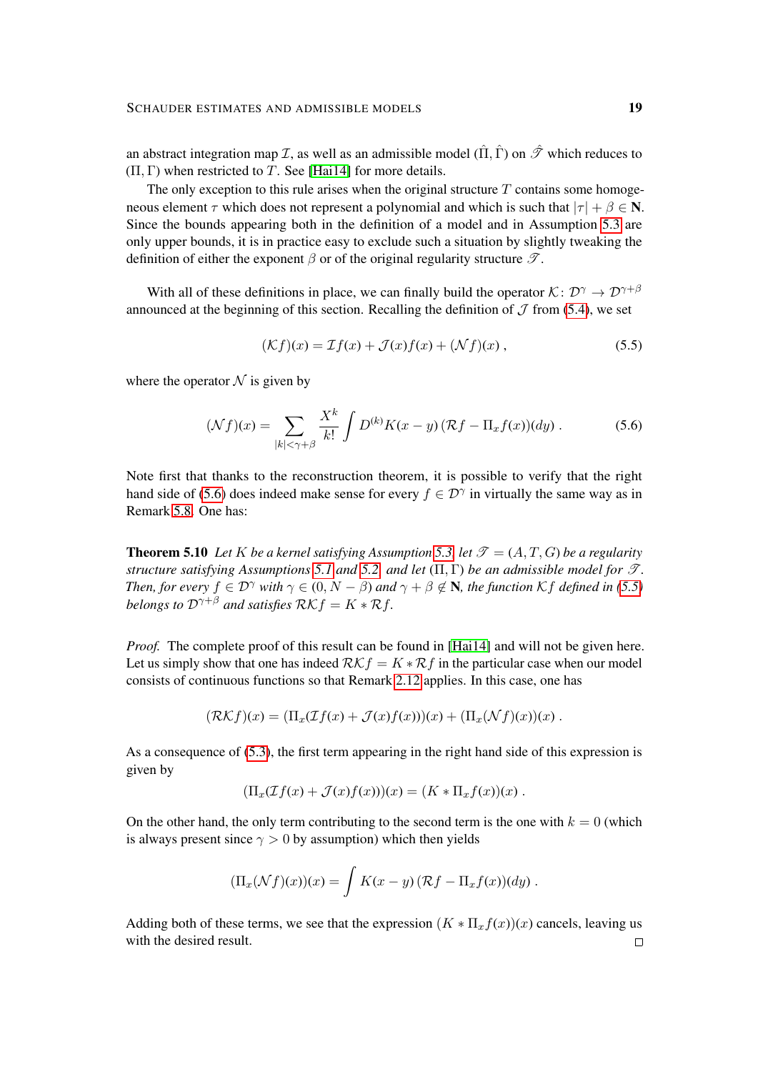an abstract integration map $\mathcal{I}$, as well as an admissible model $(\hat{\Pi}, \hat{\Gamma})$ on $\hat{\mathscr{T}}$ which reduces to $(\Pi, \Gamma)$ when restricted to $T$. See [Hai14] for more details.

The only exception to this rule arises when the original structure $T$ contains some homogeneous element $\tau$ which does not represent a polynomial and which is such that $|\tau| + \beta \in \mathbf{N}$. Since the bounds appearing both in the definition of a model and in Assumption 5.3 are only upper bounds, it is in practice easy to exclude such a situation by slightly tweaking the definition of either the exponent $\beta$ or of the original regularity structure $\mathscr{T}$.

With all of these definitions in place, we can finally build the operator $\mathcal{K} \colon \mathcal{D}^\gamma \to \mathcal{D}^{\gamma+\beta}$ announced at the beginning of this section. Recalling the definition of $\mathcal{J}$ from (5.4), we set

$$(\mathcal{K} f)(x) = \mathcal{I} f(x) + \mathcal{J}(x) f(x) + (\mathcal{N} f)(x)\;, \tag{5.5}$$

where the operator $\mathcal{N}$ is given by

$$(\mathcal{N} f)(x) = \sum_{|k| < \gamma+\beta} \frac{X^k}{k!} \int D^{(k)} K(x-y)\, (\mathcal{R} f - \Pi_x f(x))(dy)\;. \tag{5.6}$$

Note first that thanks to the reconstruction theorem, it is possible to verify that the right hand side of (5.6) does indeed make sense for every $f \in \mathcal{D}^\gamma$ in virtually the same way as in Remark 5.8. One has:

**Theorem 5.10** *Let $K$ be a kernel satisfying Assumption 5.3, let $\mathscr{T} = (A, T, G)$ be a regularity structure satisfying Assumptions 5.1 and 5.2, and let $(\Pi, \Gamma)$ be an admissible model for $\mathscr{T}$. Then, for every $f \in \mathcal{D}^\gamma$ with $\gamma \in (0, N - \beta)$ and $\gamma + \beta \notin \mathbf{N}$, the function $\mathcal{K} f$ defined in (5.5) belongs to $\mathcal{D}^{\gamma+\beta}$ and satisfies $\mathcal{R}\mathcal{K} f = K * \mathcal{R} f$.*

*Proof.* The complete proof of this result can be found in [Hai14] and will not be given here. Let us simply show that one has indeed $\mathcal{R}\mathcal{K} f = K * \mathcal{R} f$ in the particular case when our model consists of continuous functions so that Remark 2.12 applies. In this case, one has

$$(\mathcal{R}\mathcal{K} f)(x) = (\Pi_x(\mathcal{I} f(x) + \mathcal{J}(x) f(x)))(x) + (\Pi_x(\mathcal{N} f)(x))(x)\;.$$

As a consequence of (5.3), the first term appearing in the right hand side of this expression is given by

$$(\Pi_x(\mathcal{I} f(x) + \mathcal{J}(x) f(x)))(x) = (K * \Pi_x f(x))(x)\;.$$

On the other hand, the only term contributing to the second term is the one with $k = 0$ (which is always present since $\gamma > 0$ by assumption) which then yields

$$(\Pi_x(\mathcal{N} f)(x))(x) = \int K(x-y)\, (\mathcal{R} f - \Pi_x f(x))(dy)\;.$$

Adding both of these terms, we see that the expression $(K * \Pi_x f(x))(x)$ cancels, leaving us with the desired result. □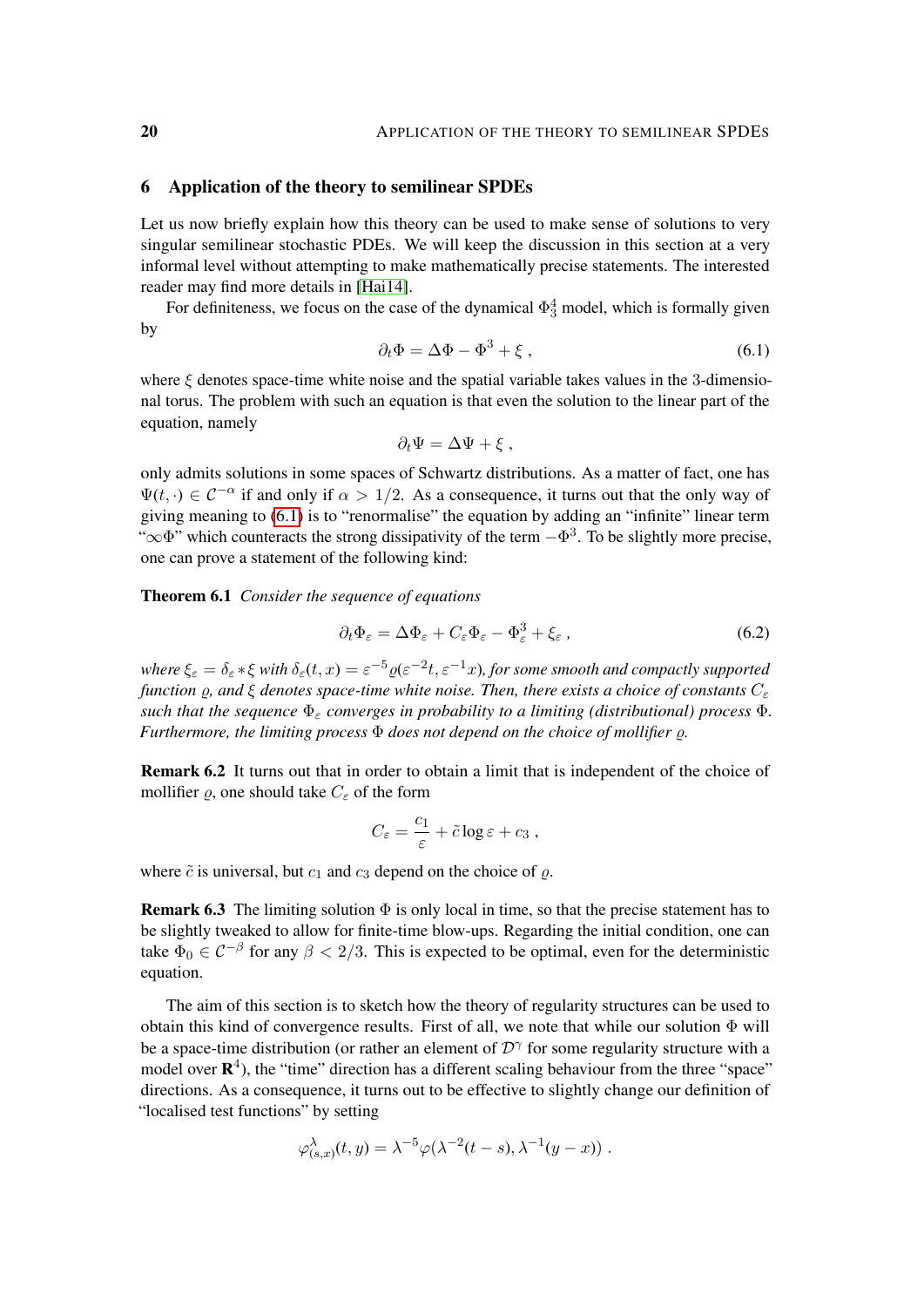## 6 Application of the theory to semilinear SPDEs

Let us now briefly explain how this theory can be used to make sense of solutions to very singular semilinear stochastic PDEs. We will keep the discussion in this section at a very informal level without attempting to make mathematically precise statements. The interested reader may find more details in [Hai14].

For definiteness, we focus on the case of the dynamical $\Phi^4_3$ model, which is formally given by

$$\partial_t \Phi = \Delta \Phi - \Phi^3 + \xi \,, \tag{6.1}$$

where $\xi$ denotes space-time white noise and the spatial variable takes values in the 3-dimensional torus. The problem with such an equation is that even the solution to the linear part of the equation, namely

$$\partial_t \Psi = \Delta \Psi + \xi \,,$$

only admits solutions in some spaces of Schwartz distributions. As a matter of fact, one has $\Psi(t,\cdot) \in \mathcal{C}^{-\alpha}$ if and only if $\alpha > 1/2$. As a consequence, it turns out that the only way of giving meaning to (6.1) is to "renormalise" the equation by adding an "infinite" linear term "$\infty\Phi$" which counteracts the strong dissipativity of the term $-\Phi^3$. To be slightly more precise, one can prove a statement of the following kind:

**Theorem 6.1** *Consider the sequence of equations*

$$\partial_t \Phi_\varepsilon = \Delta \Phi_\varepsilon + C_\varepsilon \Phi_\varepsilon - \Phi_\varepsilon^3 + \xi_\varepsilon \,, \tag{6.2}$$

*where $\xi_\varepsilon = \delta_\varepsilon * \xi$ with $\delta_\varepsilon(t,x) = \varepsilon^{-5}\varrho(\varepsilon^{-2}t, \varepsilon^{-1}x)$, for some smooth and compactly supported function $\varrho$, and $\xi$ denotes space-time white noise. Then, there exists a choice of constants $C_\varepsilon$ such that the sequence $\Phi_\varepsilon$ converges in probability to a limiting (distributional) process $\Phi$. Furthermore, the limiting process $\Phi$ does not depend on the choice of mollifier $\varrho$.*

**Remark 6.2** It turns out that in order to obtain a limit that is independent of the choice of mollifier $\varrho$, one should take $C_\varepsilon$ of the form

$$C_\varepsilon = \frac{c_1}{\varepsilon} + \tilde{c} \log \varepsilon + c_3 \,,$$

where $\tilde{c}$ is universal, but $c_1$ and $c_3$ depend on the choice of $\varrho$.

**Remark 6.3** The limiting solution $\Phi$ is only local in time, so that the precise statement has to be slightly tweaked to allow for finite-time blow-ups. Regarding the initial condition, one can take $\Phi_0 \in \mathcal{C}^{-\beta}$ for any $\beta < 2/3$. This is expected to be optimal, even for the deterministic equation.

The aim of this section is to sketch how the theory of regularity structures can be used to obtain this kind of convergence results. First of all, we note that while our solution $\Phi$ will be a space-time distribution (or rather an element of $\mathcal{D}^\gamma$ for some regularity structure with a model over $\mathbf{R}^4$), the "time" direction has a different scaling behaviour from the three "space" directions. As a consequence, it turns out to be effective to slightly change our definition of "localised test functions" by setting

$$\varphi^\lambda_{(s,x)}(t,y) = \lambda^{-5}\varphi(\lambda^{-2}(t-s), \lambda^{-1}(y-x)) \,.$$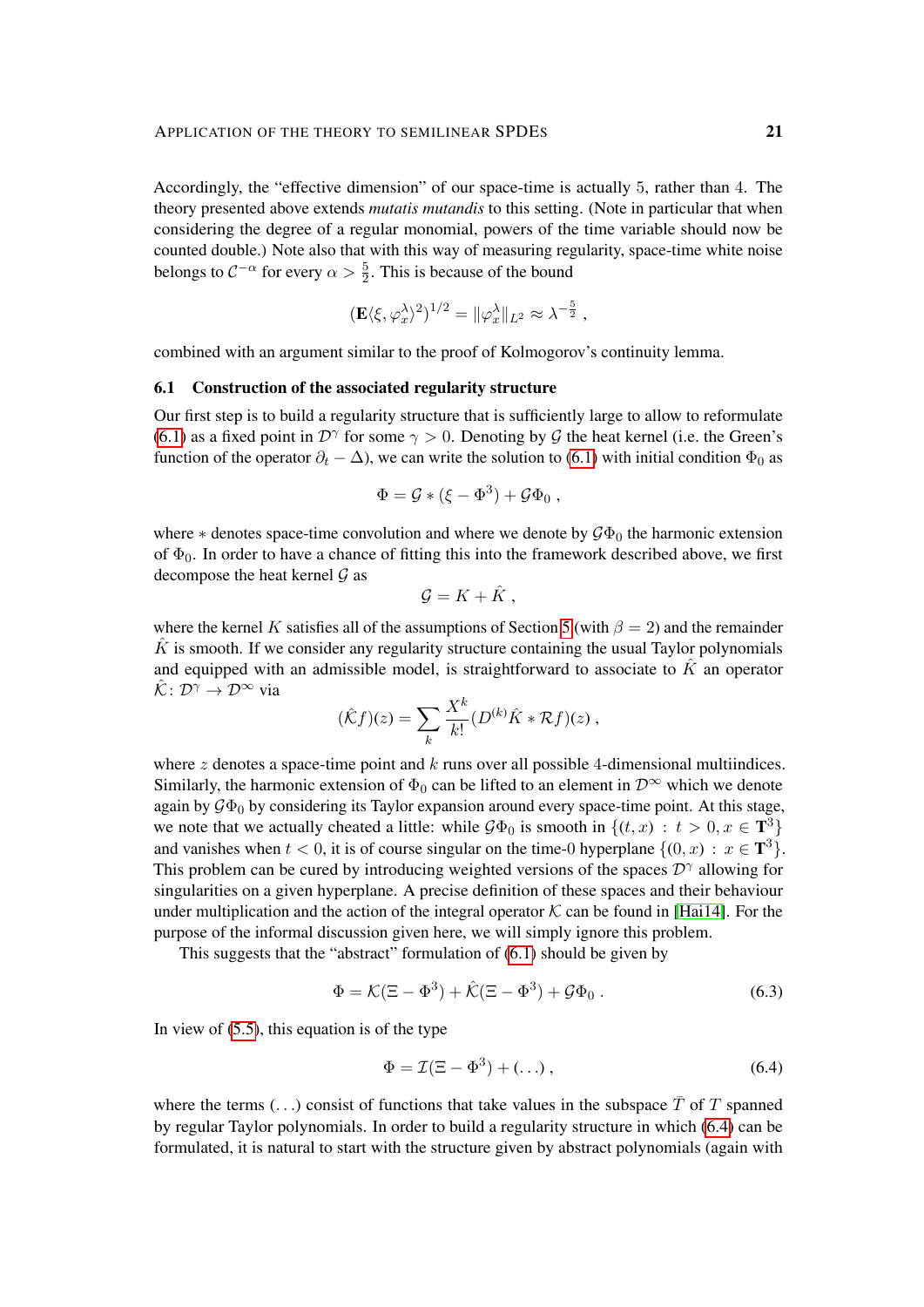Accordingly, the "effective dimension" of our space-time is actually 5, rather than 4. The theory presented above extends *mutatis mutandis* to this setting. (Note in particular that when considering the degree of a regular monomial, powers of the time variable should now be counted double.) Note also that with this way of measuring regularity, space-time white noise belongs to $\mathcal{C}^{-\alpha}$ for every $\alpha > \frac{5}{2}$. This is because of the bound

$$(\mathbf{E}\langle \xi, \varphi_x^\lambda \rangle^2)^{1/2} = \|\varphi_x^\lambda\|_{L^2} \approx \lambda^{-\frac{5}{2}} ,$$

combined with an argument similar to the proof of Kolmogorov's continuity lemma.

### 6.1 Construction of the associated regularity structure

Our first step is to build a regularity structure that is sufficiently large to allow to reformulate (6.1) as a fixed point in $\mathcal{D}^\gamma$ for some $\gamma > 0$. Denoting by $\mathcal{G}$ the heat kernel (i.e. the Green's function of the operator $\partial_t - \Delta$), we can write the solution to (6.1) with initial condition $\Phi_0$ as

$$\Phi = \mathcal{G} * (\xi - \Phi^3) + \mathcal{G}\Phi_0 ,$$

where $*$ denotes space-time convolution and where we denote by $\mathcal{G}\Phi_0$ the harmonic extension of $\Phi_0$. In order to have a chance of fitting this into the framework described above, we first decompose the heat kernel $\mathcal{G}$ as

$$\mathcal{G} = K + \hat{K} ,$$

where the kernel $K$ satisfies all of the assumptions of Section 5 (with $\beta = 2$) and the remainder $\hat{K}$ is smooth. If we consider any regularity structure containing the usual Taylor polynomials and equipped with an admissible model, is straightforward to associate to $\hat{K}$ an operator $\hat{\mathcal{K}} \colon \mathcal{D}^\gamma \to \mathcal{D}^\infty$ via

$$(\hat{\mathcal{K}} f)(z) = \sum_k \frac{X^k}{k!} (D^{(k)} \hat{K} * \mathcal{R} f)(z) ,$$

where $z$ denotes a space-time point and $k$ runs over all possible 4-dimensional multiindices. Similarly, the harmonic extension of $\Phi_0$ can be lifted to an element in $\mathcal{D}^\infty$ which we denote again by $\mathcal{G}\Phi_0$ by considering its Taylor expansion around every space-time point. At this stage, we note that we actually cheated a little: while $\mathcal{G}\Phi_0$ is smooth in $\{(t,x) \,:\, t > 0, x \in \mathbf{T}^3\}$ and vanishes when $t < 0$, it is of course singular on the time-0 hyperplane $\{(0,x) \,:\, x \in \mathbf{T}^3\}$. This problem can be cured by introducing weighted versions of the spaces $\mathcal{D}^\gamma$ allowing for singularities on a given hyperplane. A precise definition of these spaces and their behaviour under multiplication and the action of the integral operator $\mathcal{K}$ can be found in [Hai14]. For the purpose of the informal discussion given here, we will simply ignore this problem.

This suggests that the "abstract" formulation of (6.1) should be given by

$$\Phi = \mathcal{K}(\Xi - \Phi^3) + \hat{\mathcal{K}}(\Xi - \Phi^3) + \mathcal{G}\Phi_0 . \tag{6.3}$$

In view of (5.5), this equation is of the type

$$\Phi = \mathcal{I}(\Xi - \Phi^3) + (\ldots) , \tag{6.4}$$

where the terms $(\ldots)$ consist of functions that take values in the subspace $\bar{T}$ of $T$ spanned by regular Taylor polynomials. In order to build a regularity structure in which (6.4) can be formulated, it is natural to start with the structure given by abstract polynomials (again with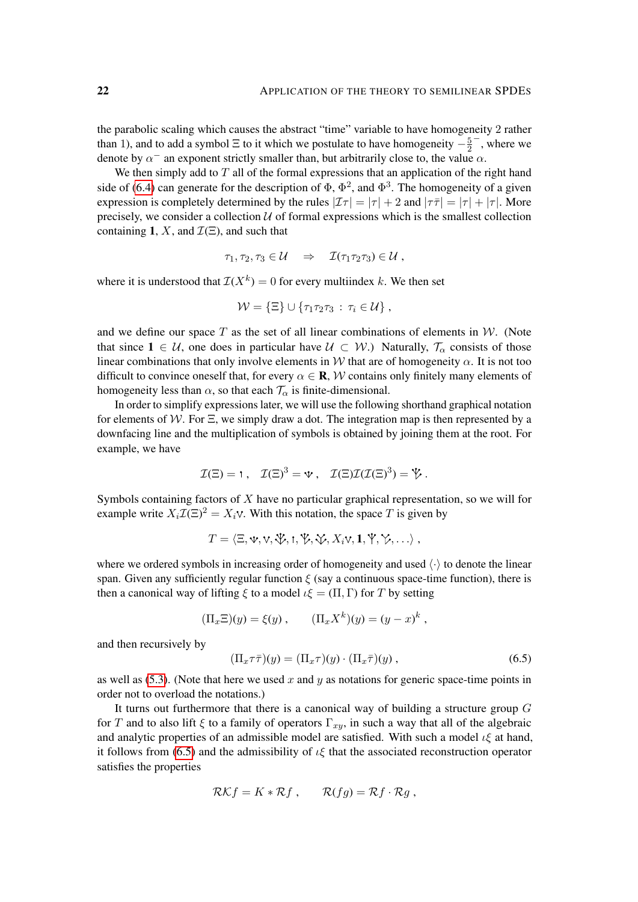the parabolic scaling which causes the abstract "time" variable to have homogeneity 2 rather than 1), and to add a symbol $\Xi$ to it which we postulate to have homogeneity $-\frac{5}{2}^-$, where we denote by $\alpha^-$ an exponent strictly smaller than, but arbitrarily close to, the value $\alpha$.

We then simply add to $T$ all of the formal expressions that an application of the right hand side of (6.4) can generate for the description of $\Phi$, $\Phi^2$, and $\Phi^3$. The homogeneity of a given expression is completely determined by the rules $|\mathcal{I}\tau| = |\tau| + 2$ and $|\tau\bar{\tau}| = |\tau| + |\tau|$. More precisely, we consider a collection $\mathcal{U}$ of formal expressions which is the smallest collection containing $\mathbf{1}$, $X$, and $\mathcal{I}(\Xi)$, and such that

$$\tau_1, \tau_2, \tau_3 \in \mathcal{U} \quad \Rightarrow \quad \mathcal{I}(\tau_1\tau_2\tau_3) \in \mathcal{U} ,$$

where it is understood that $\mathcal{I}(X^k) = 0$ for every multiindex $k$. We then set

$$\mathcal{W} = \{\Xi\} \cup \{\tau_1\tau_2\tau_3 \,:\, \tau_i \in \mathcal{U}\} ,$$

and we define our space $T$ as the set of all linear combinations of elements in $\mathcal{W}$. (Note that since $\mathbf{1} \in \mathcal{U}$, one does in particular have $\mathcal{U} \subset \mathcal{W}$.) Naturally, $\mathcal{T}_\alpha$ consists of those linear combinations that only involve elements in $\mathcal{W}$ that are of homogeneity $\alpha$. It is not too difficult to convince oneself that, for every $\alpha \in \mathbf{R}$, $\mathcal{W}$ contains only finitely many elements of homogeneity less than $\alpha$, so that each $\mathcal{T}_\alpha$ is finite-dimensional.

In order to simplify expressions later, we will use the following shorthand graphical notation for elements of $\mathcal{W}$. For $\Xi$, we simply draw a dot. The integration map is then represented by a downfacing line and the multiplication of symbols is obtained by joining them at the root. For example, we have

$$\mathcal{I}(\Xi) = \rceil\,, \quad \mathcal{I}(\Xi)^3 = \Psi\,, \quad \mathcal{I}(\Xi)\mathcal{I}(\mathcal{I}(\Xi)^3) = \Psi\!\!\rceil\,.$$

Symbols containing factors of $X$ have no particular graphical representation, so we will for example write $X_i\mathcal{I}(\Xi)^2 = X_i\vee$. With this notation, the space $T$ is given by

$$T = \langle \Xi, \Psi, \vee, \Psi\!\Psi, \rceil, \Psi\!\rceil, \vee\!\Psi, X_i\vee, \mathbf{1}, \Psi\!\!\mid, \vee\!\!\mid, \ldots \rangle ,$$

where we ordered symbols in increasing order of homogeneity and used $\langle\cdot\rangle$ to denote the linear span. Given any sufficiently regular function $\xi$ (say a continuous space-time function), there is then a canonical way of lifting $\xi$ to a model $\iota\xi = (\Pi, \Gamma)$ for $T$ by setting

$$(\Pi_x\Xi)(y) = \xi(y) , \qquad (\Pi_x X^k)(y) = (y - x)^k ,$$

and then recursively by

$$(\Pi_x\tau\bar{\tau})(y) = (\Pi_x\tau)(y) \cdot (\Pi_x\bar{\tau})(y) , \tag{6.5}$$

as well as (5.3). (Note that here we used $x$ and $y$ as notations for generic space-time points in order not to overload the notations.)

It turns out furthermore that there is a canonical way of building a structure group $G$ for $T$ and to also lift $\xi$ to a family of operators $\Gamma_{xy}$, in such a way that all of the algebraic and analytic properties of an admissible model are satisfied. With such a model $\iota\xi$ at hand, it follows from (6.5) and the admissibility of $\iota\xi$ that the associated reconstruction operator satisfies the properties

$$\mathcal{R}\mathcal{K}f = K * \mathcal{R}f , \qquad \mathcal{R}(fg) = \mathcal{R}f \cdot \mathcal{R}g ,$$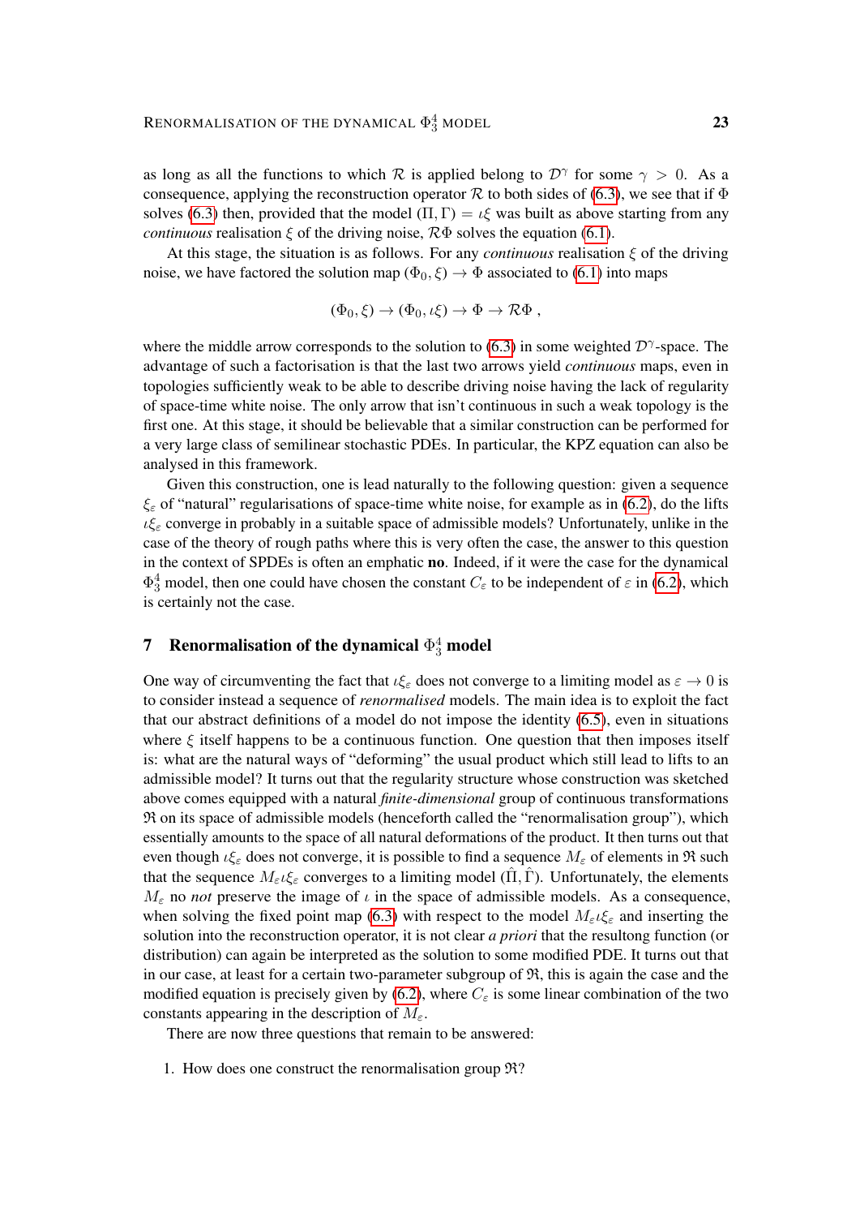as long as all the functions to which $\mathcal{R}$ is applied belong to $\mathcal{D}^\gamma$ for some $\gamma > 0$. As a consequence, applying the reconstruction operator $\mathcal{R}$ to both sides of (6.3), we see that if $\Phi$ solves (6.3) then, provided that the model $(\Pi, \Gamma) = \iota\xi$ was built as above starting from any *continuous* realisation $\xi$ of the driving noise, $\mathcal{R}\Phi$ solves the equation (6.1).

At this stage, the situation is as follows. For any *continuous* realisation $\xi$ of the driving noise, we have factored the solution map $(\Phi_0, \xi) \to \Phi$ associated to (6.1) into maps

$$(\Phi_0, \xi) \to (\Phi_0, \iota\xi) \to \Phi \to \mathcal{R}\Phi \;,$$

where the middle arrow corresponds to the solution to (6.3) in some weighted $\mathcal{D}^\gamma$-space. The advantage of such a factorisation is that the last two arrows yield *continuous* maps, even in topologies sufficiently weak to be able to describe driving noise having the lack of regularity of space-time white noise. The only arrow that isn't continuous in such a weak topology is the first one. At this stage, it should be believable that a similar construction can be performed for a very large class of semilinear stochastic PDEs. In particular, the KPZ equation can also be analysed in this framework.

Given this construction, one is lead naturally to the following question: given a sequence $\xi_\varepsilon$ of "natural" regularisations of space-time white noise, for example as in (6.2), do the lifts $\iota\xi_\varepsilon$ converge in probably in a suitable space of admissible models? Unfortunately, unlike in the case of the theory of rough paths where this is very often the case, the answer to this question in the context of SPDEs is often an emphatic **no**. Indeed, if it were the case for the dynamical $\Phi^4_3$ model, then one could have chosen the constant $C_\varepsilon$ to be independent of $\varepsilon$ in (6.2), which is certainly not the case.

## 7 Renormalisation of the dynamical $\Phi^4_3$ model

One way of circumventing the fact that $\iota\xi_\varepsilon$ does not converge to a limiting model as $\varepsilon \to 0$ is to consider instead a sequence of *renormalised* models. The main idea is to exploit the fact that our abstract definitions of a model do not impose the identity (6.5), even in situations where $\xi$ itself happens to be a continuous function. One question that then imposes itself is: what are the natural ways of "deforming" the usual product which still lead to lifts to an admissible model? It turns out that the regularity structure whose construction was sketched above comes equipped with a natural *finite-dimensional* group of continuous transformations $\mathfrak{R}$ on its space of admissible models (henceforth called the "renormalisation group"), which essentially amounts to the space of all natural deformations of the product. It then turns out that even though $\iota\xi_\varepsilon$ does not converge, it is possible to find a sequence $M_\varepsilon$ of elements in $\mathfrak{R}$ such that the sequence $M_\varepsilon\iota\xi_\varepsilon$ converges to a limiting model $(\hat\Pi, \hat\Gamma)$. Unfortunately, the elements $M_\varepsilon$ no *not* preserve the image of $\iota$ in the space of admissible models. As a consequence, when solving the fixed point map (6.3) with respect to the model $M_\varepsilon\iota\xi_\varepsilon$ and inserting the solution into the reconstruction operator, it is not clear *a priori* that the resultong function (or distribution) can again be interpreted as the solution to some modified PDE. It turns out that in our case, at least for a certain two-parameter subgroup of $\mathfrak{R}$, this is again the case and the modified equation is precisely given by (6.2), where $C_\varepsilon$ is some linear combination of the two constants appearing in the description of $M_\varepsilon$.

There are now three questions that remain to be answered:

1. How does one construct the renormalisation group $\mathfrak{R}$?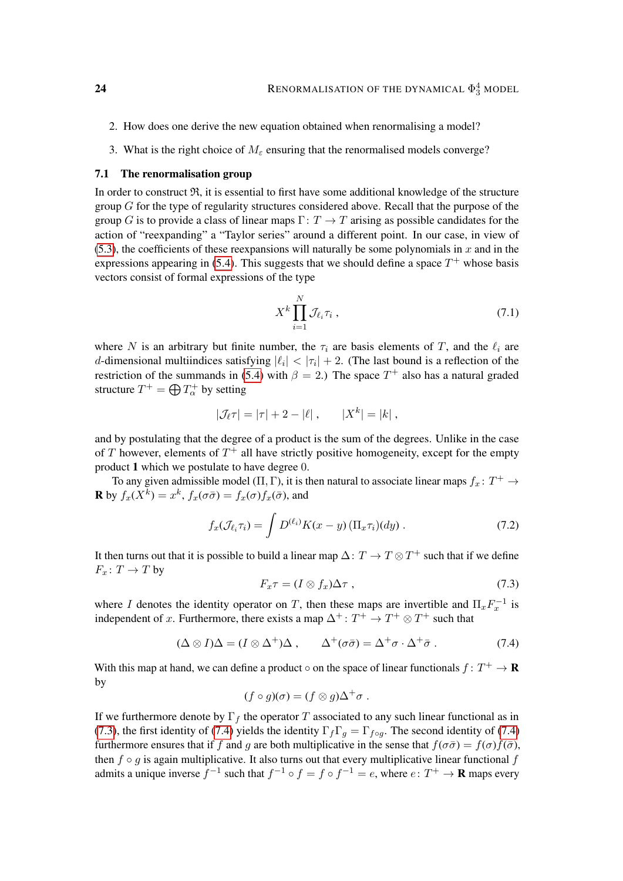2. How does one derive the new equation obtained when renormalising a model?

3. What is the right choice of $M_\varepsilon$ ensuring that the renormalised models converge?

### 7.1 The renormalisation group

In order to construct $\mathfrak{R}$, it is essential to first have some additional knowledge of the structure group $G$ for the type of regularity structures considered above. Recall that the purpose of the group $G$ is to provide a class of linear maps $\Gamma\colon T \to T$ arising as possible candidates for the action of "reexpanding" a "Taylor series" around a different point. In our case, in view of (5.3), the coefficients of these reexpansions will naturally be some polynomials in $x$ and in the expressions appearing in (5.4). This suggests that we should define a space $T^+$ whose basis vectors consist of formal expressions of the type

$$X^k \prod_{i=1}^{N} \mathcal{J}_{\ell_i} \tau_i \;, \tag{7.1}$$

where $N$ is an arbitrary but finite number, the $\tau_i$ are basis elements of $T$, and the $\ell_i$ are $d$-dimensional multiindices satisfying $|\ell_i| < |\tau_i| + 2$. (The last bound is a reflection of the restriction of the summands in (5.4) with $\beta = 2$.) The space $T^+$ also has a natural graded structure $T^+ = \bigoplus T^+_\alpha$ by setting

$$|\mathcal{J}_\ell \tau| = |\tau| + 2 - |\ell| \;, \qquad |X^k| = |k| \;,$$

and by postulating that the degree of a product is the sum of the degrees. Unlike in the case of $T$ however, elements of $T^+$ all have strictly positive homogeneity, except for the empty product $\mathbf{1}$ which we postulate to have degree $0$.

To any given admissible model $(\Pi, \Gamma)$, it is then natural to associate linear maps $f_x\colon T^+ \to \mathbf{R}$ by $f_x(X^k) = x^k$, $f_x(\sigma\bar\sigma) = f_x(\sigma) f_x(\bar\sigma)$, and

$$f_x(\mathcal{J}_{\ell_i}\tau_i) = \int D^{(\ell_i)} K(x-y)\, (\Pi_x \tau_i)(dy) \;. \tag{7.2}$$

It then turns out that it is possible to build a linear map $\Delta\colon T \to T \otimes T^+$ such that if we define $F_x\colon T \to T$ by

$$F_x \tau = (I \otimes f_x)\Delta\tau \;, \tag{7.3}$$

where $I$ denotes the identity operator on $T$, then these maps are invertible and $\Pi_x F_x^{-1}$ is independent of $x$. Furthermore, there exists a map $\Delta^+\colon T^+ \to T^+ \otimes T^+$ such that

$$(\Delta \otimes I)\Delta = (I \otimes \Delta^+)\Delta \;, \qquad \Delta^+(\sigma\bar\sigma) = \Delta^+\sigma \cdot \Delta^+\bar\sigma \;. \tag{7.4}$$

With this map at hand, we can define a product $\circ$ on the space of linear functionals $f\colon T^+ \to \mathbf{R}$ by

$$(f \circ g)(\sigma) = (f \otimes g)\Delta^+\sigma \;.$$

If we furthermore denote by $\Gamma_f$ the operator $T$ associated to any such linear functional as in (7.3), the first identity of (7.4) yields the identity $\Gamma_f \Gamma_g = \Gamma_{f\circ g}$. The second identity of (7.4) furthermore ensures that if $f$ and $g$ are both multiplicative in the sense that $f(\sigma\bar\sigma) = f(\sigma) f(\bar\sigma)$, then $f \circ g$ is again multiplicative. It also turns out that every multiplicative linear functional $f$ admits a unique inverse $f^{-1}$ such that $f^{-1} \circ f = f \circ f^{-1} = e$, where $e\colon T^+ \to \mathbf{R}$ maps every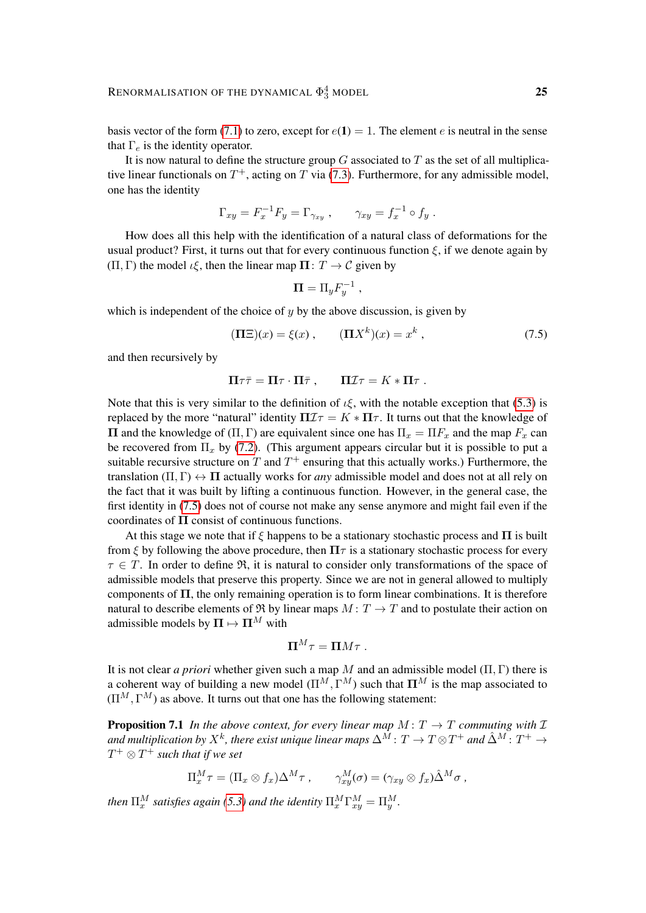basis vector of the form (7.1) to zero, except for $e(\mathbf{1}) = 1$. The element $e$ is neutral in the sense that $\Gamma_e$ is the identity operator.

It is now natural to define the structure group $G$ associated to $T$ as the set of all multiplicative linear functionals on $T^+$, acting on $T$ via (7.3). Furthermore, for any admissible model, one has the identity

$$\Gamma_{xy} = F_x^{-1} F_y = \Gamma_{\gamma_{xy}} \;, \qquad \gamma_{xy} = f_x^{-1} \circ f_y \;.$$

How does all this help with the identification of a natural class of deformations for the usual product? First, it turns out that for every continuous function $\xi$, if we denote again by $(\Pi, \Gamma)$ the model $\iota\xi$, then the linear map $\mathbf{\Pi} \colon T \to \mathcal{C}$ given by

$$\mathbf{\Pi} = \Pi_y F_y^{-1} \;,$$

which is independent of the choice of $y$ by the above discussion, is given by

$$(\mathbf{\Pi}\Xi)(x) = \xi(x) \;, \qquad (\mathbf{\Pi} X^k)(x) = x^k \;, \tag{7.5}$$

and then recursively by

$$\mathbf{\Pi}\tau\bar\tau = \mathbf{\Pi}\tau \cdot \mathbf{\Pi}\bar\tau \;, \qquad \mathbf{\Pi}\mathcal{I}\tau = K * \mathbf{\Pi}\tau \;.$$

Note that this is very similar to the definition of $\iota\xi$, with the notable exception that (5.3) is replaced by the more "natural" identity $\mathbf{\Pi}\mathcal{I}\tau = K * \mathbf{\Pi}\tau$. It turns out that the knowledge of $\mathbf{\Pi}$ and the knowledge of $(\Pi, \Gamma)$ are equivalent since one has $\Pi_x = \mathbf{\Pi} F_x$ and the map $F_x$ can be recovered from $\Pi_x$ by (7.2). (This argument appears circular but it is possible to put a suitable recursive structure on $T$ and $T^+$ ensuring that this actually works.) Furthermore, the translation $(\Pi, \Gamma) \leftrightarrow \mathbf{\Pi}$ actually works for *any* admissible model and does not at all rely on the fact that it was built by lifting a continuous function. However, in the general case, the first identity in (7.5) does not of course not make any sense anymore and might fail even if the coordinates of $\mathbf{\Pi}$ consist of continuous functions.

At this stage we note that if $\xi$ happens to be a stationary stochastic process and $\mathbf{\Pi}$ is built from $\xi$ by following the above procedure, then $\mathbf{\Pi}\tau$ is a stationary stochastic process for every $\tau \in T$. In order to define $\mathfrak{R}$, it is natural to consider only transformations of the space of admissible models that preserve this property. Since we are not in general allowed to multiply components of $\mathbf{\Pi}$, the only remaining operation is to form linear combinations. It is therefore natural to describe elements of $\mathfrak{R}$ by linear maps $M : T \to T$ and to postulate their action on admissible models by $\mathbf{\Pi} \mapsto \mathbf{\Pi}^M$ with

$$\mathbf{\Pi}^M \tau = \mathbf{\Pi} M \tau \;.$$

It is not clear *a priori* whether given such a map $M$ and an admissible model $(\Pi, \Gamma)$ there is a coherent way of building a new model $(\Pi^M, \Gamma^M)$ such that $\mathbf{\Pi}^M$ is the map associated to $(\Pi^M, \Gamma^M)$ as above. It turns out that one has the following statement:

**Proposition 7.1** *In the above context, for every linear map $M \colon T \to T$ commuting with $\mathcal{I}$ and multiplication by $X^k$, there exist unique linear maps $\Delta^M \colon T \to T \otimes T^+$ and $\hat\Delta^M \colon T^+ \to T^+ \otimes T^+$ such that if we set*

$$\Pi_x^M \tau = (\Pi_x \otimes f_x)\Delta^M \tau \;, \qquad \gamma_{xy}^M(\sigma) = (\gamma_{xy} \otimes f_x)\hat\Delta^M \sigma \;,$$

*then $\Pi_x^M$ satisfies again (5.3) and the identity $\Pi_x^M \Gamma_{xy}^M = \Pi_y^M$.*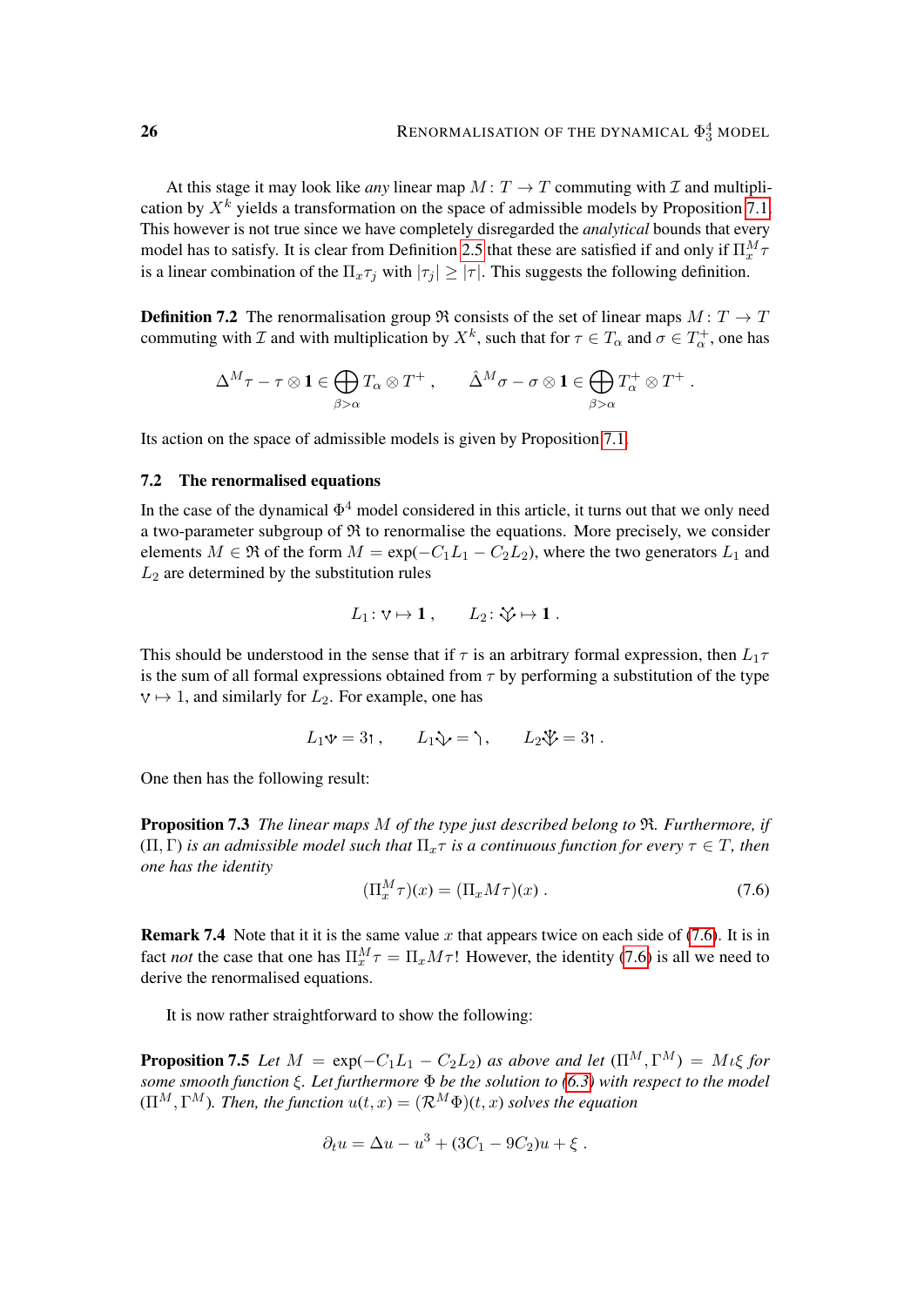At this stage it may look like *any* linear map $M \colon T \to T$ commuting with $\mathcal{I}$ and multiplication by $X^k$ yields a transformation on the space of admissible models by Proposition 7.1. This however is not true since we have completely disregarded the *analytical* bounds that every model has to satisfy. It is clear from Definition 2.5 that these are satisfied if and only if $\Pi_x^M \tau$ is a linear combination of the $\Pi_x \tau_j$ with $|\tau_j| \geq |\tau|$. This suggests the following definition.

**Definition 7.2** The renormalisation group $\mathfrak{R}$ consists of the set of linear maps $M \colon T \to T$ commuting with $\mathcal{I}$ and with multiplication by $X^k$, such that for $\tau \in T_\alpha$ and $\sigma \in T_\alpha^+$, one has

$$\Delta^M \tau - \tau \otimes \mathbf{1} \in \bigoplus_{\beta > \alpha} T_\alpha \otimes T^+ , \qquad \hat{\Delta}^M \sigma - \sigma \otimes \mathbf{1} \in \bigoplus_{\beta > \alpha} T_\alpha^+ \otimes T^+ .$$

Its action on the space of admissible models is given by Proposition 7.1.

## 7.2 The renormalised equations

In the case of the dynamical $\Phi^4$ model considered in this article, it turns out that we only need a two-parameter subgroup of $\mathfrak{R}$ to renormalise the equations. More precisely, we consider elements $M \in \mathfrak{R}$ of the form $M = \exp(-C_1 L_1 - C_2 L_2)$, where the two generators $L_1$ and $L_2$ are determined by the substitution rules

$$L_1 \colon \vee \mapsto \mathbf{1} , \qquad L_2 \colon \text{\Large ⩛} \mapsto \mathbf{1} .$$

This should be understood in the sense that if $\tau$ is an arbitrary formal expression, then $L_1 \tau$ is the sum of all formal expressions obtained from $\tau$ by performing a substitution of the type $\vee \mapsto 1$, and similarly for $L_2$. For example, one has

$$L_1 \Psi = 3 \,\mathsf{I} , \qquad L_1 \text{⩛} = \mathsf{\rceil} , \qquad L_2 \text{⩛} = 3\, \mathsf{I} .$$

One then has the following result:

**Proposition 7.3** *The linear maps $M$ of the type just described belong to $\mathfrak{R}$. Furthermore, if $(\Pi, \Gamma)$ is an admissible model such that $\Pi_x \tau$ is a continuous function for every $\tau \in T$, then one has the identity*

$$(\Pi_x^M \tau)(x) = (\Pi_x M \tau)(x) . \tag{7.6}$$

**Remark 7.4** Note that it it is the same value $x$ that appears twice on each side of (7.6). It is in fact *not* the case that one has $\Pi_x^M \tau = \Pi_x M \tau$! However, the identity (7.6) is all we need to derive the renormalised equations.

It is now rather straightforward to show the following:

**Proposition 7.5** *Let $M = \exp(-C_1 L_1 - C_2 L_2)$ as above and let $(\Pi^M, \Gamma^M) = M \iota \xi$ for some smooth function $\xi$. Let furthermore $\Phi$ be the solution to (6.3) with respect to the model $(\Pi^M, \Gamma^M)$. Then, the function $u(t, x) = (\mathcal{R}^M \Phi)(t, x)$ solves the equation*

$$\partial_t u = \Delta u - u^3 + (3C_1 - 9C_2) u + \xi .$$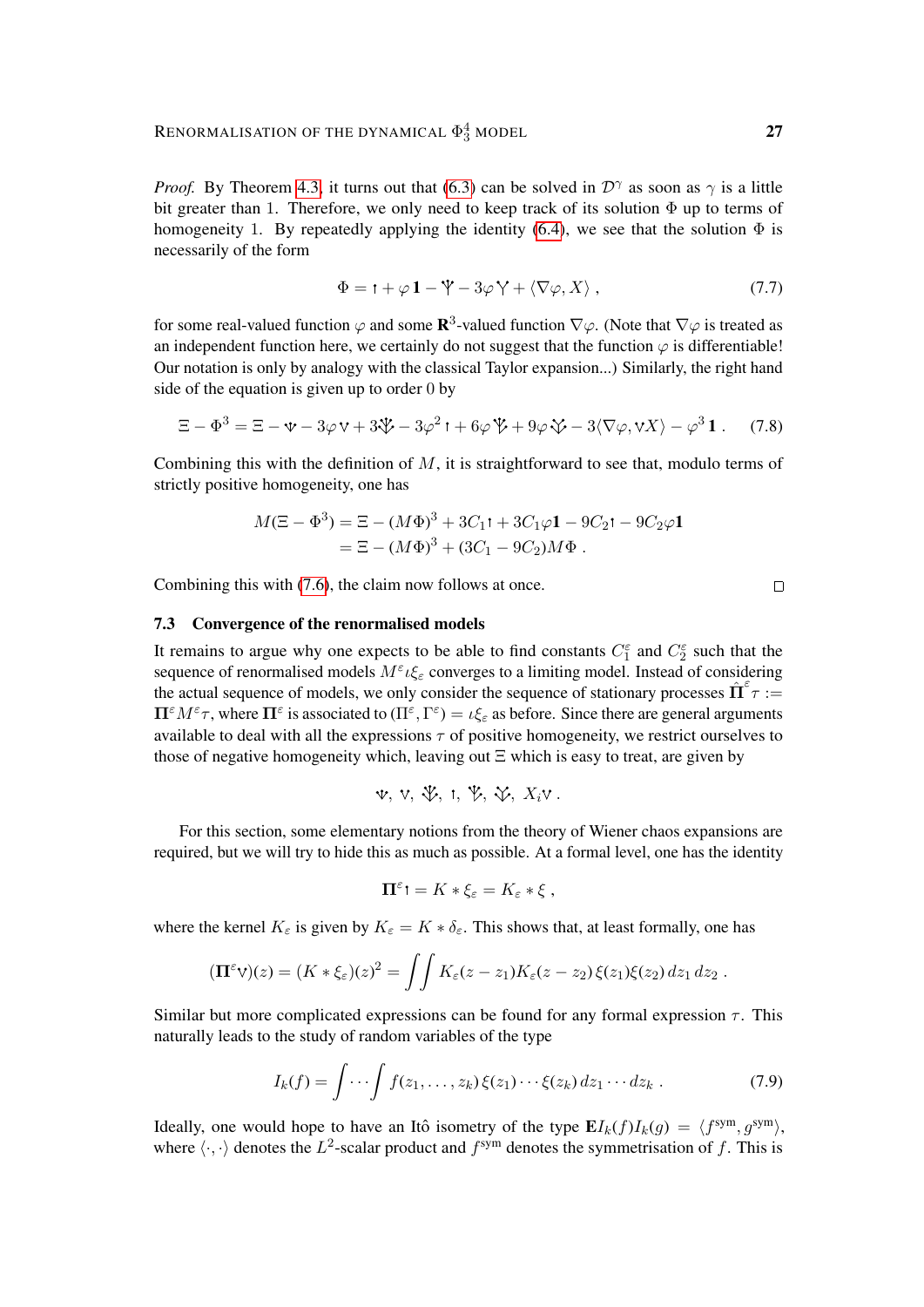*Proof.* By Theorem 4.3, it turns out that (6.3) can be solved in $\mathcal{D}^\gamma$ as soon as $\gamma$ is a little bit greater than 1. Therefore, we only need to keep track of its solution $\Phi$ up to terms of homogeneity 1. By repeatedly applying the identity (6.4), we see that the solution $\Phi$ is necessarily of the form

$$
\Phi = \imath + \varphi\,\mathbf{1} - \tilde{\Psi} - 3\varphi\, Y + \langle \nabla\varphi, X\rangle\;, \tag{7.7}
$$

for some real-valued function $\varphi$ and some $\mathbf{R}^3$-valued function $\nabla\varphi$. (Note that $\nabla\varphi$ is treated as an independent function here, we certainly do not suggest that the function $\varphi$ is differentiable! Our notation is only by analogy with the classical Taylor expansion...) Similarly, the right hand side of the equation is given up to order 0 by

$$
\Xi - \Phi^3 = \Xi - \Psi - 3\varphi \vee + 3\vee\tilde{\Psi} - 3\varphi^2\,\imath + 6\varphi\,\imath\tilde{\Psi} + 9\varphi \vee Y - 3\langle \nabla\varphi, \vee X\rangle - \varphi^3\,\mathbf{1}\;. \tag{7.8}
$$

Combining this with the definition of $M$, it is straightforward to see that, modulo terms of strictly positive homogeneity, one has

$$
\begin{aligned}
M(\Xi - \Phi^3) &= \Xi - (M\Phi)^3 + 3C_1\,\imath + 3C_1\varphi\mathbf{1} - 9C_2\,\imath - 9C_2\varphi\mathbf{1} \\
&= \Xi - (M\Phi)^3 + (3C_1 - 9C_2)M\Phi\;.
\end{aligned}
$$

Combining this with (7.6), the claim now follows at once. $\square$

### 7.3 Convergence of the renormalised models

It remains to argue why one expects to be able to find constants $C_1^\varepsilon$ and $C_2^\varepsilon$ such that the sequence of renormalised models $M^\varepsilon \iota\xi_\varepsilon$ converges to a limiting model. Instead of considering the actual sequence of models, we only consider the sequence of stationary processes $\hat{\mathbf{\Pi}}^\varepsilon\tau := \mathbf{\Pi}^\varepsilon M^\varepsilon \tau$, where $\mathbf{\Pi}^\varepsilon$ is associated to $(\Pi^\varepsilon, \Gamma^\varepsilon) = \iota\xi_\varepsilon$ as before. Since there are general arguments available to deal with all the expressions $\tau$ of positive homogeneity, we restrict ourselves to those of negative homogeneity which, leaving out $\Xi$ which is easy to treat, are given by

$$
\Psi,\; \vee,\; \vee\tilde{\Psi},\; \imath,\; \imath\tilde{\Psi},\; \vee Y,\; X_i \vee\;.
$$

For this section, some elementary notions from the theory of Wiener chaos expansions are required, but we will try to hide this as much as possible. At a formal level, one has the identity

$$
\mathbf{\Pi}^\varepsilon \imath = K * \xi_\varepsilon = K_\varepsilon * \xi\;,
$$

where the kernel $K_\varepsilon$ is given by $K_\varepsilon = K * \delta_\varepsilon$. This shows that, at least formally, one has

$$
(\mathbf{\Pi}^\varepsilon \vee)(z) = (K * \xi_\varepsilon)(z)^2 = \iint K_\varepsilon(z - z_1)K_\varepsilon(z - z_2)\,\xi(z_1)\xi(z_2)\,dz_1\,dz_2\;.
$$

Similar but more complicated expressions can be found for any formal expression $\tau$. This naturally leads to the study of random variables of the type

$$
I_k(f) = \int \cdots \int f(z_1, \ldots, z_k)\,\xi(z_1)\cdots\xi(z_k)\,dz_1\cdots dz_k\;. \tag{7.9}
$$

Ideally, one would hope to have an Itô isometry of the type $\mathbf{E} I_k(f) I_k(g) = \langle f^{\mathrm{sym}}, g^{\mathrm{sym}}\rangle$, where $\langle\cdot,\cdot\rangle$ denotes the $L^2$-scalar product and $f^{\mathrm{sym}}$ denotes the symmetrisation of $f$. This is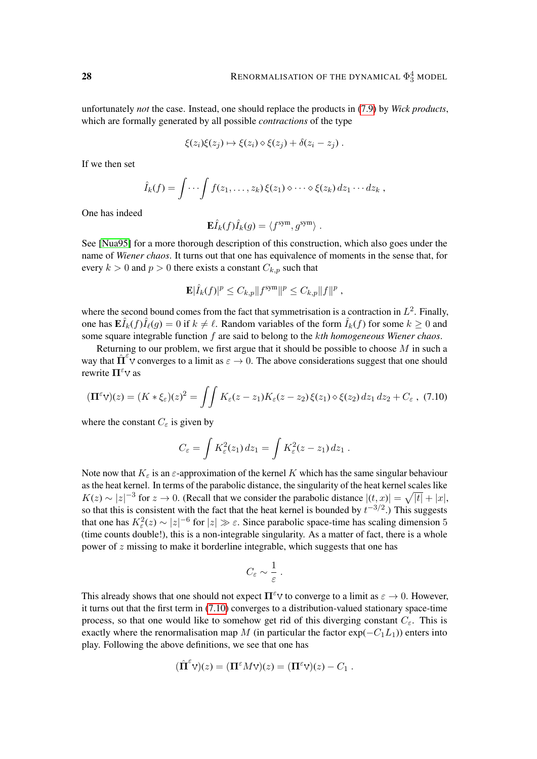unfortunately *not* the case. Instead, one should replace the products in (7.9) by *Wick products*, which are formally generated by all possible *contractions* of the type

$$\xi(z_i)\xi(z_j) \mapsto \xi(z_i) \diamond \xi(z_j) + \delta(z_i - z_j) \;.$$

If we then set

$$\hat I_k(f) = \int \cdots \int f(z_1, \ldots, z_k)\, \xi(z_1) \diamond \cdots \diamond \xi(z_k)\, dz_1 \cdots dz_k \;,$$

One has indeed

$$\mathbf{E} \hat I_k(f) \hat I_k(g) = \langle f^{\mathrm{sym}}, g^{\mathrm{sym}} \rangle \;.$$

See [Nua95] for a more thorough description of this construction, which also goes under the name of *Wiener chaos*. It turns out that one has equivalence of moments in the sense that, for every $k > 0$ and $p > 0$ there exists a constant $C_{k,p}$ such that

$$\mathbf{E} |\hat I_k(f)|^p \le C_{k,p} \|f^{\mathrm{sym}}\|^p \le C_{k,p} \|f\|^p \;,$$

where the second bound comes from the fact that symmetrisation is a contraction in $L^2$. Finally, one has $\mathbf{E} \hat I_k(f) \hat I_\ell(g) = 0$ if $k \neq \ell$. Random variables of the form $\hat I_k(f)$ for some $k \ge 0$ and some square integrable function $f$ are said to belong to the *kth homogeneous Wiener chaos*.

Returning to our problem, we first argue that it should be possible to choose $M$ in such a way that $\hat{\mathbf{\Pi}}^\varepsilon \vee$ converges to a limit as $\varepsilon \to 0$. The above considerations suggest that one should rewrite $\mathbf{\Pi}^\varepsilon \vee$ as

$$(\mathbf{\Pi}^\varepsilon \vee)(z) = (K * \xi_\varepsilon)(z)^2 = \iint K_\varepsilon(z - z_1) K_\varepsilon(z - z_2)\, \xi(z_1) \diamond \xi(z_2)\, dz_1\, dz_2 + C_\varepsilon \;, \quad (7.10)$$

where the constant $C_\varepsilon$ is given by

$$C_\varepsilon = \int K_\varepsilon^2(z_1)\, dz_1 = \int K_\varepsilon^2(z - z_1)\, dz_1 \;.$$

Note now that $K_\varepsilon$ is an $\varepsilon$-approximation of the kernel $K$ which has the same singular behaviour as the heat kernel. In terms of the parabolic distance, the singularity of the heat kernel scales like $K(z) \sim |z|^{-3}$ for $z \to 0$. (Recall that we consider the parabolic distance $|(t,x)| = \sqrt{|t|} + |x|$, so that this is consistent with the fact that the heat kernel is bounded by $t^{-3/2}$.) This suggests that one has $K_\varepsilon^2(z) \sim |z|^{-6}$ for $|z| \gg \varepsilon$. Since parabolic space-time has scaling dimension 5 (time counts double!), this is a non-integrable singularity. As a matter of fact, there is a whole power of $z$ missing to make it borderline integrable, which suggests that one has

$$C_\varepsilon \sim \frac{1}{\varepsilon} \;.$$

This already shows that one should not expect $\mathbf{\Pi}^\varepsilon \vee$ to converge to a limit as $\varepsilon \to 0$. However, it turns out that the first term in (7.10) converges to a distribution-valued stationary space-time process, so that one would like to somehow get rid of this diverging constant $C_\varepsilon$. This is exactly where the renormalisation map $M$ (in particular the factor $\exp(-C_1 L_1)$) enters into play. Following the above definitions, we see that one has

$$(\hat{\mathbf{\Pi}}^\varepsilon \vee)(z) = (\mathbf{\Pi}^\varepsilon M \vee)(z) = (\mathbf{\Pi}^\varepsilon \vee)(z) - C_1 \;.$$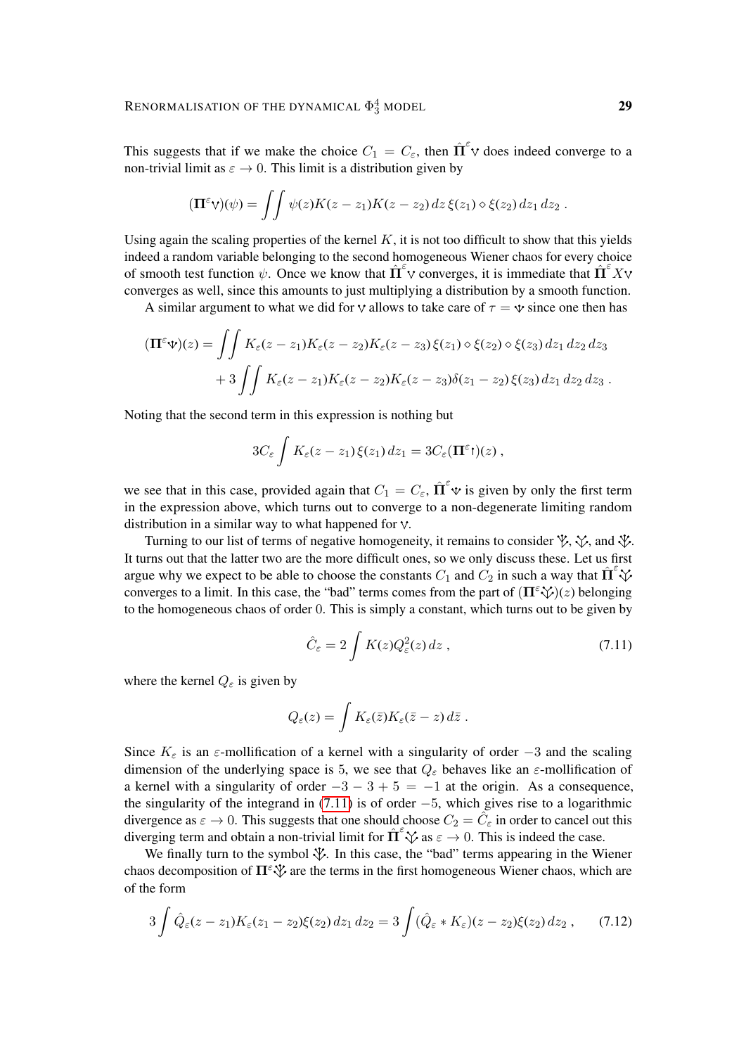This suggests that if we make the choice $C_1 = C_\varepsilon$, then $\hat{\mathbf{\Pi}}^\varepsilon \vee$ does indeed converge to a non-trivial limit as $\varepsilon \to 0$. This limit is a distribution given by

$$
(\mathbf{\Pi}^\varepsilon \vee)(\psi) = \iint \psi(z) K(z - z_1) K(z - z_2)\, dz\, \xi(z_1) \diamond \xi(z_2)\, dz_1\, dz_2 \;.
$$

Using again the scaling properties of the kernel $K$, it is not too difficult to show that this yields indeed a random variable belonging to the second homogeneous Wiener chaos for every choice of smooth test function $\psi$. Once we know that $\hat{\mathbf{\Pi}}^\varepsilon \vee$ converges, it is immediate that $\hat{\mathbf{\Pi}}^\varepsilon X \vee$ converges as well, since this amounts to just multiplying a distribution by a smooth function.

A similar argument to what we did for $\vee$ allows to take care of $\tau = \Psi$ since one then has

$$
\begin{aligned}
(\mathbf{\Pi}^\varepsilon \Psi)(z) &= \iint K_\varepsilon(z - z_1) K_\varepsilon(z - z_2) K_\varepsilon(z - z_3)\, \xi(z_1) \diamond \xi(z_2) \diamond \xi(z_3)\, dz_1\, dz_2\, dz_3 \\
&\quad + 3 \iint K_\varepsilon(z - z_1) K_\varepsilon(z - z_2) K_\varepsilon(z - z_3) \delta(z_1 - z_2)\, \xi(z_3)\, dz_1\, dz_2\, dz_3 \;.
\end{aligned}
$$

Noting that the second term in this expression is nothing but

$$
3 C_\varepsilon \int K_\varepsilon(z - z_1)\, \xi(z_1)\, dz_1 = 3 C_\varepsilon (\mathbf{\Pi}^\varepsilon {\uparrow})(z) \;,
$$

we see that in this case, provided again that $C_1 = C_\varepsilon$, $\hat{\mathbf{\Pi}}^\varepsilon \Psi$ is given by only the first term in the expression above, which turns out to converge to a non-degenerate limiting random distribution in a similar way to what happened for $\vee$.

Turning to our list of terms of negative homogeneity, it remains to consider $\Psi^{\vee}$, $\vee^{\vee\vee}$, and $\Psi^{\Psi}$. It turns out that the latter two are the more difficult ones, so we only discuss these. Let us first argue why we expect to be able to choose the constants $C_1$ and $C_2$ in such a way that $\hat{\mathbf{\Pi}}^\varepsilon \vee^{\vee\vee}$ converges to a limit. In this case, the "bad" terms comes from the part of $(\mathbf{\Pi}^\varepsilon \vee^{\vee\vee})(z)$ belonging to the homogeneous chaos of order $0$. This is simply a constant, which turns out to be given by

$$
\hat{C}_\varepsilon = 2 \int K(z) Q_\varepsilon^2(z)\, dz \;, \tag{7.11}
$$

where the kernel $Q_\varepsilon$ is given by

$$
Q_\varepsilon(z) = \int K_\varepsilon(\bar{z}) K_\varepsilon(\bar{z} - z)\, d\bar{z} \;.
$$

Since $K_\varepsilon$ is an $\varepsilon$-mollification of a kernel with a singularity of order $-3$ and the scaling dimension of the underlying space is $5$, we see that $Q_\varepsilon$ behaves like an $\varepsilon$-mollification of a kernel with a singularity of order $-3 - 3 + 5 = -1$ at the origin. As a consequence, the singularity of the integrand in (7.11) is of order $-5$, which gives rise to a logarithmic divergence as $\varepsilon \to 0$. This suggests that one should choose $C_2 = \hat{C}_\varepsilon$ in order to cancel out this diverging term and obtain a non-trivial limit for $\hat{\mathbf{\Pi}}^\varepsilon \vee^{\vee\vee}$ as $\varepsilon \to 0$. This is indeed the case.

We finally turn to the symbol $\Psi^{\Psi}$. In this case, the "bad" terms appearing in the Wiener chaos decomposition of $\mathbf{\Pi}^\varepsilon \Psi^{\Psi}$ are the terms in the first homogeneous Wiener chaos, which are of the form

$$
3 \int \hat{Q}_\varepsilon(z - z_1) K_\varepsilon(z_1 - z_2) \xi(z_2)\, dz_1\, dz_2 = 3 \int (\hat{Q}_\varepsilon * K_\varepsilon)(z - z_2) \xi(z_2)\, dz_2 \;, \tag{7.12}
$$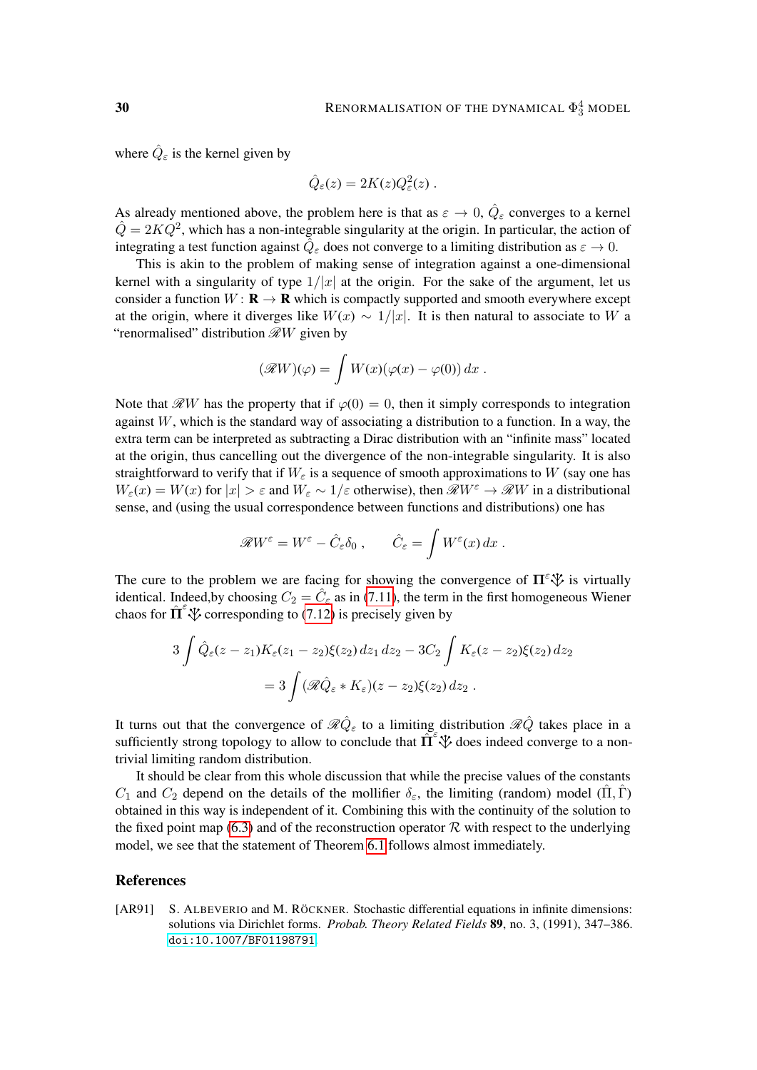where $\hat{Q}_\varepsilon$ is the kernel given by

$$\hat{Q}_\varepsilon(z) = 2K(z)Q_\varepsilon^2(z) .$$

As already mentioned above, the problem here is that as $\varepsilon \to 0$, $\hat{Q}_\varepsilon$ converges to a kernel $\hat{Q} = 2KQ^2$, which has a non-integrable singularity at the origin. In particular, the action of integrating a test function against $\hat{Q}_\varepsilon$ does not converge to a limiting distribution as $\varepsilon \to 0$.

This is akin to the problem of making sense of integration against a one-dimensional kernel with a singularity of type $1/|x|$ at the origin. For the sake of the argument, let us consider a function $W \colon \mathbf{R} \to \mathbf{R}$ which is compactly supported and smooth everywhere except at the origin, where it diverges like $W(x) \sim 1/|x|$. It is then natural to associate to $W$ a "renormalised" distribution $\mathscr{R}W$ given by

$$(\mathscr{R}W)(\varphi) = \int W(x)(\varphi(x) - \varphi(0))\, dx .$$

Note that $\mathscr{R}W$ has the property that if $\varphi(0) = 0$, then it simply corresponds to integration against $W$, which is the standard way of associating a distribution to a function. In a way, the extra term can be interpreted as subtracting a Dirac distribution with an "infinite mass" located at the origin, thus cancelling out the divergence of the non-integrable singularity. It is also straightforward to verify that if $W_\varepsilon$ is a sequence of smooth approximations to $W$ (say one has $W_\varepsilon(x) = W(x)$ for $|x| > \varepsilon$ and $W_\varepsilon \sim 1/\varepsilon$ otherwise), then $\mathscr{R}W^\varepsilon \to \mathscr{R}W$ in a distributional sense, and (using the usual correspondence between functions and distributions) one has

$$\mathscr{R}W^\varepsilon = W^\varepsilon - \hat{C}_\varepsilon \delta_0 , \qquad \hat{C}_\varepsilon = \int W^\varepsilon(x)\, dx .$$

The cure to the problem we are facing for showing the convergence of $\mathbf{\Pi}^\varepsilon \clubsuit$ is virtually identical. Indeed,by choosing $C_2 = \hat{C}_\varepsilon$ as in (7.11), the term in the first homogeneous Wiener chaos for $\hat{\mathbf{\Pi}}^\varepsilon \clubsuit$ corresponding to (7.12) is precisely given by

$$\begin{aligned} 3\int \hat{Q}_\varepsilon(z - z_1)K_\varepsilon(z_1 - z_2)\xi(z_2)\, dz_1\, dz_2 - 3C_2 \int K_\varepsilon(z - z_2)\xi(z_2)\, dz_2 \\ = 3\int (\mathscr{R}\hat{Q}_\varepsilon * K_\varepsilon)(z - z_2)\xi(z_2)\, dz_2 . \end{aligned}$$

It turns out that the convergence of $\mathscr{R}\hat{Q}_\varepsilon$ to a limiting distribution $\mathscr{R}\hat{Q}$ takes place in a sufficiently strong topology to allow to conclude that $\hat{\mathbf{\Pi}}^\varepsilon \clubsuit$ does indeed converge to a non-trivial limiting random distribution.

It should be clear from this whole discussion that while the precise values of the constants $C_1$ and $C_2$ depend on the details of the mollifier $\delta_\varepsilon$, the limiting (random) model $(\hat{\Pi}, \hat{\Gamma})$ obtained in this way is independent of it. Combining this with the continuity of the solution to the fixed point map (6.3) and of the reconstruction operator $\mathcal{R}$ with respect to the underlying model, we see that the statement of Theorem 6.1 follows almost immediately.

## References

[AR91] S. ALBEVERIO and M. RÖCKNER. Stochastic differential equations in infinite dimensions: solutions via Dirichlet forms. *Probab. Theory Related Fields* **89**, no. 3, (1991), 347–386. doi:10.1007/BF01198791.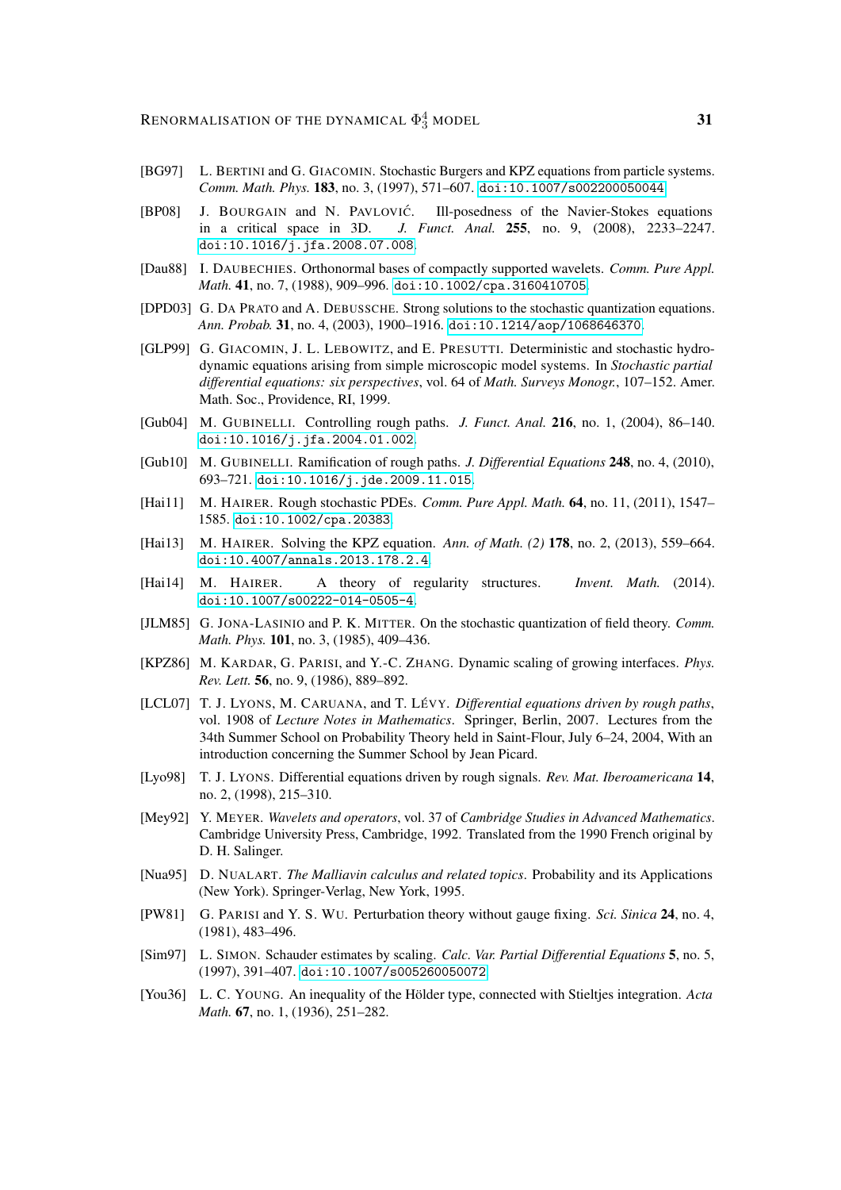[BG97] L. BERTINI and G. GIACOMIN. Stochastic Burgers and KPZ equations from particle systems. *Comm. Math. Phys.* **183**, no. 3, (1997), 571–607. doi:10.1007/s002200050044.

[BP08] J. BOURGAIN and N. PAVLOVIĆ. Ill-posedness of the Navier-Stokes equations in a critical space in 3D. *J. Funct. Anal.* **255**, no. 9, (2008), 2233–2247. doi:10.1016/j.jfa.2008.07.008.

[Dau88] I. DAUBECHIES. Orthonormal bases of compactly supported wavelets. *Comm. Pure Appl. Math.* **41**, no. 7, (1988), 909–996. doi:10.1002/cpa.3160410705.

[DPD03] G. DA PRATO and A. DEBUSSCHE. Strong solutions to the stochastic quantization equations. *Ann. Probab.* **31**, no. 4, (2003), 1900–1916. doi:10.1214/aop/1068646370.

[GLP99] G. GIACOMIN, J. L. LEBOWITZ, and E. PRESUTTI. Deterministic and stochastic hydrodynamic equations arising from simple microscopic model systems. In *Stochastic partial differential equations: six perspectives*, vol. 64 of *Math. Surveys Monogr.*, 107–152. Amer. Math. Soc., Providence, RI, 1999.

[Gub04] M. GUBINELLI. Controlling rough paths. *J. Funct. Anal.* **216**, no. 1, (2004), 86–140. doi:10.1016/j.jfa.2004.01.002.

[Gub10] M. GUBINELLI. Ramification of rough paths. *J. Differential Equations* **248**, no. 4, (2010), 693–721. doi:10.1016/j.jde.2009.11.015.

[Hai11] M. HAIRER. Rough stochastic PDEs. *Comm. Pure Appl. Math.* **64**, no. 11, (2011), 1547–1585. doi:10.1002/cpa.20383.

[Hai13] M. HAIRER. Solving the KPZ equation. *Ann. of Math. (2)* **178**, no. 2, (2013), 559–664. doi:10.4007/annals.2013.178.2.4.

[Hai14] M. HAIRER. A theory of regularity structures. *Invent. Math.* (2014). doi:10.1007/s00222-014-0505-4.

[JLM85] G. JONA-LASINIO and P. K. MITTER. On the stochastic quantization of field theory. *Comm. Math. Phys.* **101**, no. 3, (1985), 409–436.

[KPZ86] M. KARDAR, G. PARISI, and Y.-C. ZHANG. Dynamic scaling of growing interfaces. *Phys. Rev. Lett.* **56**, no. 9, (1986), 889–892.

[LCL07] T. J. LYONS, M. CARUANA, and T. LÉVY. *Differential equations driven by rough paths*, vol. 1908 of *Lecture Notes in Mathematics*. Springer, Berlin, 2007. Lectures from the 34th Summer School on Probability Theory held in Saint-Flour, July 6–24, 2004, With an introduction concerning the Summer School by Jean Picard.

[Lyo98] T. J. LYONS. Differential equations driven by rough signals. *Rev. Mat. Iberoamericana* **14**, no. 2, (1998), 215–310.

[Mey92] Y. MEYER. *Wavelets and operators*, vol. 37 of *Cambridge Studies in Advanced Mathematics*. Cambridge University Press, Cambridge, 1992. Translated from the 1990 French original by D. H. Salinger.

[Nua95] D. NUALART. *The Malliavin calculus and related topics*. Probability and its Applications (New York). Springer-Verlag, New York, 1995.

[PW81] G. PARISI and Y. S. WU. Perturbation theory without gauge fixing. *Sci. Sinica* **24**, no. 4, (1981), 483–496.

[Sim97] L. SIMON. Schauder estimates by scaling. *Calc. Var. Partial Differential Equations* **5**, no. 5, (1997), 391–407. doi:10.1007/s005260050072.

[You36] L. C. YOUNG. An inequality of the Hölder type, connected with Stieltjes integration. *Acta Math.* **67**, no. 1, (1936), 251–282.